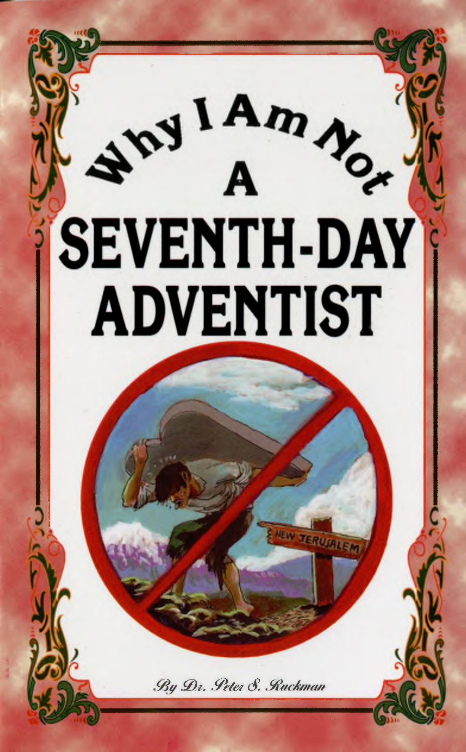# Why I Am Not A SEVENTH-DAY ADVENTIST

By Dr. Peter S. Ruckman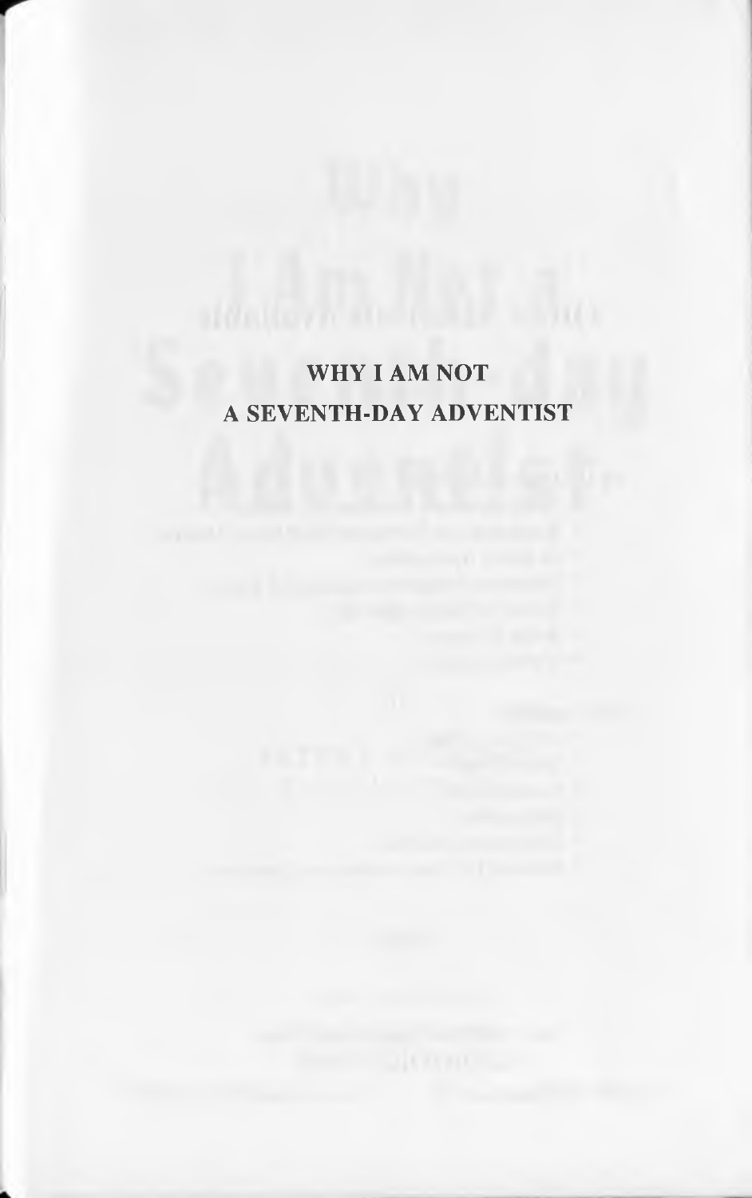# WHY I AM NOT A SEVENTH-DAY ADVENTIST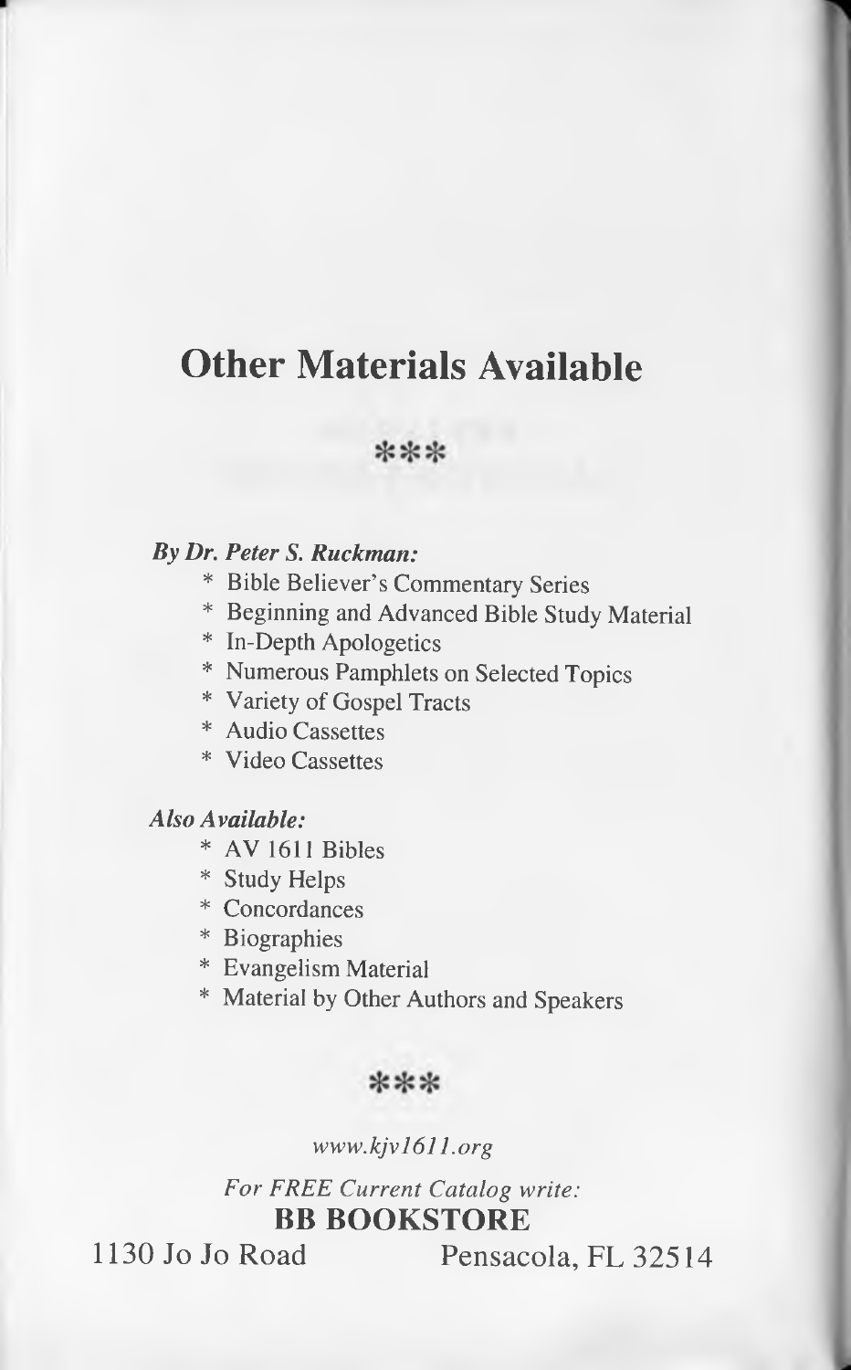# Other Materials Available

\*\*\*

***By Dr. Peter S. Ruckman:***

- Bible Believer's Commentary Series
- Beginning and Advanced Bible Study Material
- In-Depth Apologetics
- Numerous Pamphlets on Selected Topics
- Variety of Gospel Tracts
- Audio Cassettes
- Video Cassettes

***Also Available:***

- AV 1611 Bibles
- Study Helps
- Concordances
- Biographies
- Evangelism Material
- Material by Other Authors and Speakers

\*\*\*

*www.kjv1611.org*

*For FREE Current Catalog write:*

**BB BOOKSTORE**

1130 Jo Jo Road Pensacola, FL 32514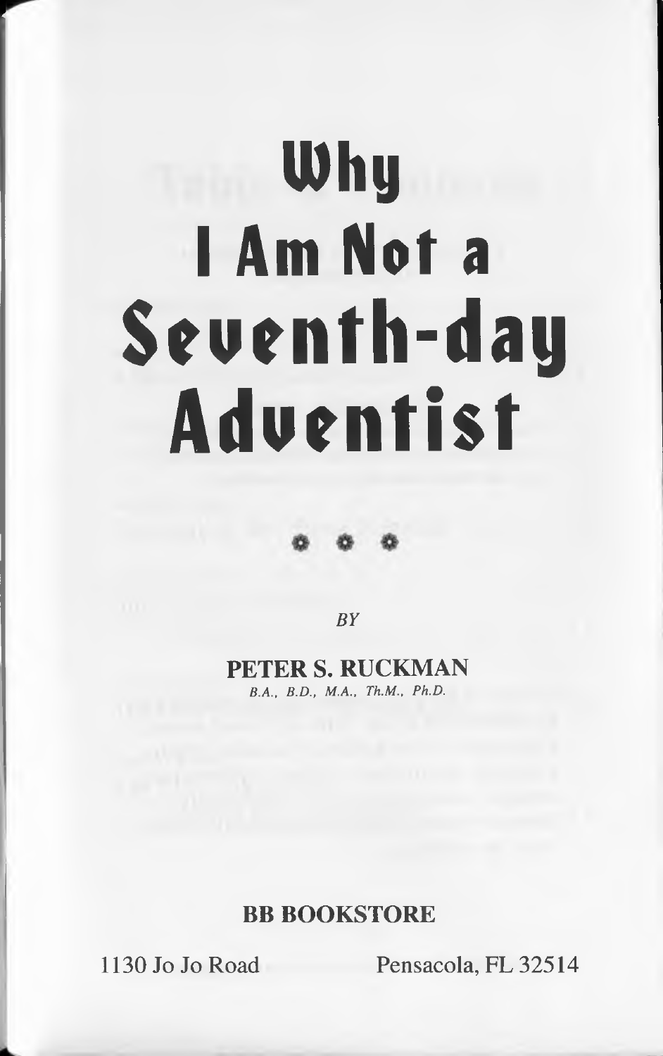# Why I Am Not a Seventh-day Adventist

❁ ❁ ❁

*BY*

**PETER S. RUCKMAN**
*B.A., B.D., M.A., Th.M., Ph.D.*

**BB BOOKSTORE**

1130 Jo Jo Road Pensacola, FL 32514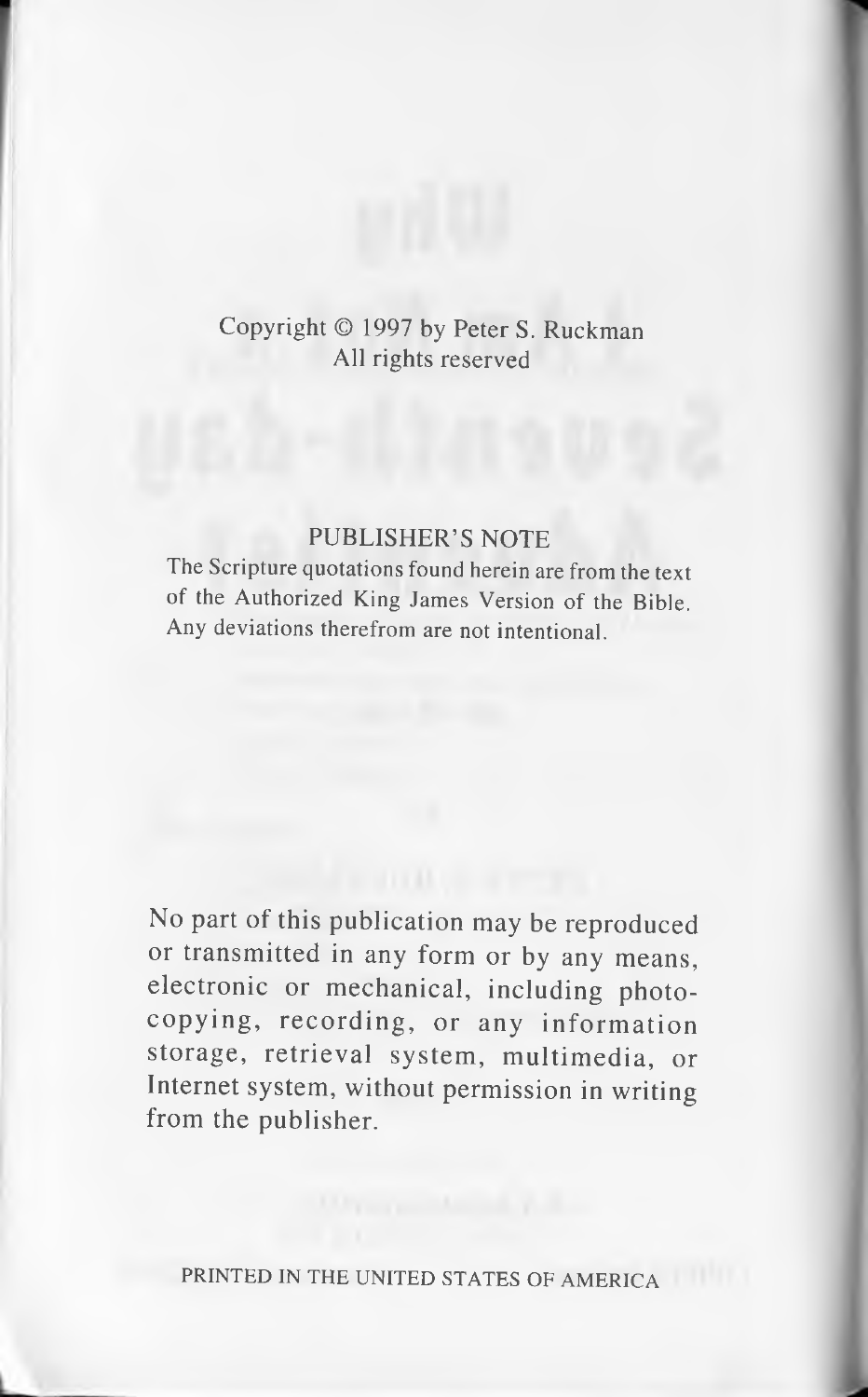Copyright © 1997 by Peter S. Ruckman
All rights reserved

PUBLISHER'S NOTE

The Scripture quotations found herein are from the text of the Authorized King James Version of the Bible. Any deviations therefrom are not intentional.

No part of this publication may be reproduced or transmitted in any form or by any means, electronic or mechanical, including photocopying, recording, or any information storage, retrieval system, multimedia, or Internet system, without permission in writing from the publisher.

PRINTED IN THE UNITED STATES OF AMERICA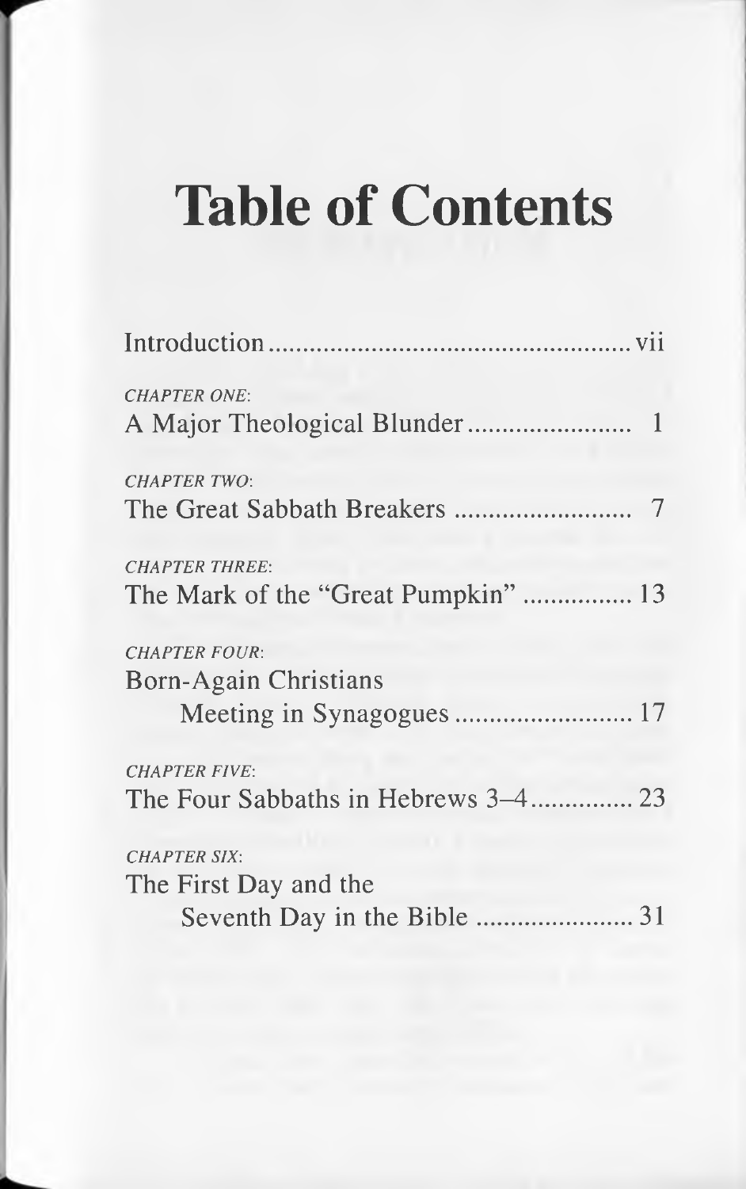# Table of Contents

Introduction ..................................................... vii

*CHAPTER ONE*:
A Major Theological Blunder ........................ 1

*CHAPTER TWO*:
The Great Sabbath Breakers .......................... 7

*CHAPTER THREE*:
The Mark of the "Great Pumpkin" ................ 13

*CHAPTER FOUR*:
Born-Again Christians
Meeting in Synagogues .......................... 17

*CHAPTER FIVE*:
The Four Sabbaths in Hebrews 3–4 ............... 23

*CHAPTER SIX*:
The First Day and the
Seventh Day in the Bible ....................... 31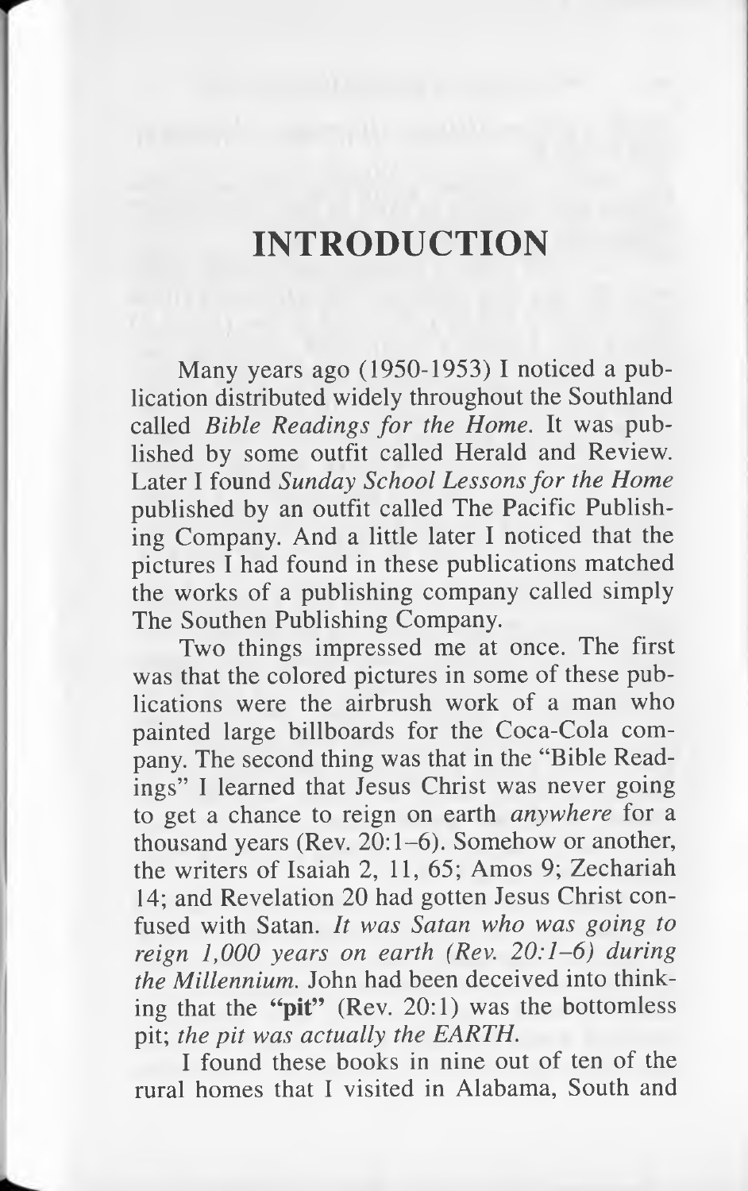# INTRODUCTION

Many years ago (1950-1953) I noticed a publication distributed widely throughout the Southland called *Bible Readings for the Home*. It was published by some outfit called Herald and Review. Later I found *Sunday School Lessons for the Home* published by an outfit called The Pacific Publishing Company. And a little later I noticed that the pictures I had found in these publications matched the works of a publishing company called simply The Southen Publishing Company.

Two things impressed me at once. The first was that the colored pictures in some of these publications were the airbrush work of a man who painted large billboards for the Coca-Cola company. The second thing was that in the "Bible Readings" I learned that Jesus Christ was never going to get a chance to reign on earth *anywhere* for a thousand years (Rev. 20:1–6). Somehow or another, the writers of Isaiah 2, 11, 65; Amos 9; Zechariah 14; and Revelation 20 had gotten Jesus Christ confused with Satan. *It was Satan who was going to reign 1,000 years on earth (Rev. 20:1–6) during the Millennium.* John had been deceived into thinking that the **"pit"** (Rev. 20:1) was the bottomless pit; *the pit was actually the EARTH.*

I found these books in nine out of ten of the rural homes that I visited in Alabama, South and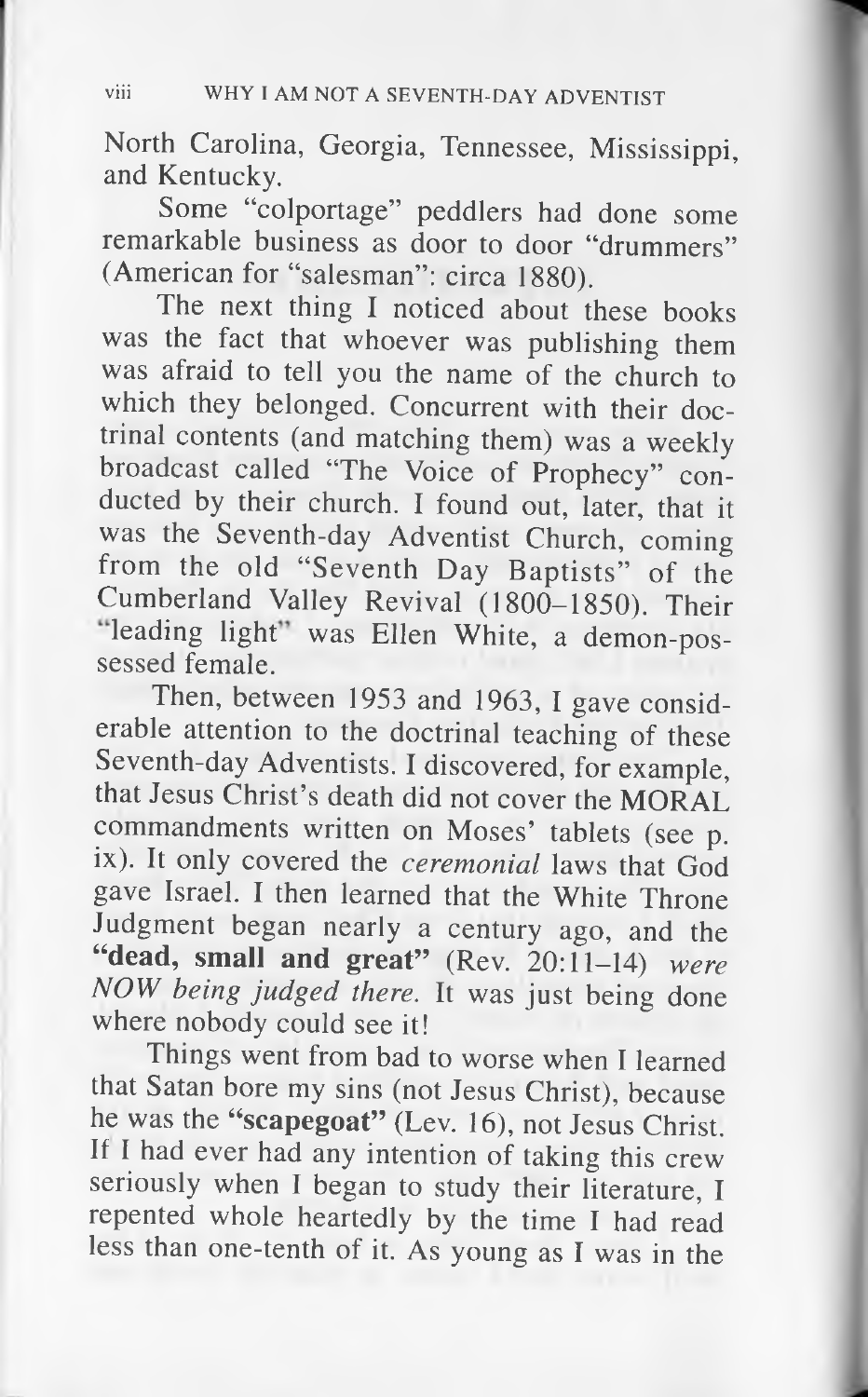North Carolina, Georgia, Tennessee, Mississippi, and Kentucky.

Some "colportage" peddlers had done some remarkable business as door to door "drummers" (American for "salesman": circa 1880).

The next thing I noticed about these books was the fact that whoever was publishing them was afraid to tell you the name of the church to which they belonged. Concurrent with their doctrinal contents (and matching them) was a weekly broadcast called "The Voice of Prophecy" conducted by their church. I found out, later, that it was the Seventh-day Adventist Church, coming from the old "Seventh Day Baptists" of the Cumberland Valley Revival (1800–1850). Their "leading light" was Ellen White, a demon-possessed female.

Then, between 1953 and 1963, I gave considerable attention to the doctrinal teaching of these Seventh-day Adventists. I discovered, for example, that Jesus Christ's death did not cover the MORAL commandments written on Moses' tablets (see p. ix). It only covered the *ceremonial* laws that God gave Israel. I then learned that the White Throne Judgment began nearly a century ago, and the **"dead, small and great"** (Rev. 20:11–14) *were NOW being judged there.* It was just being done where nobody could see it!

Things went from bad to worse when I learned that Satan bore my sins (not Jesus Christ), because he was the **"scapegoat"** (Lev. 16), not Jesus Christ. If I had ever had any intention of taking this crew seriously when I began to study their literature, I repented whole heartedly by the time I had read less than one-tenth of it. As young as I was in the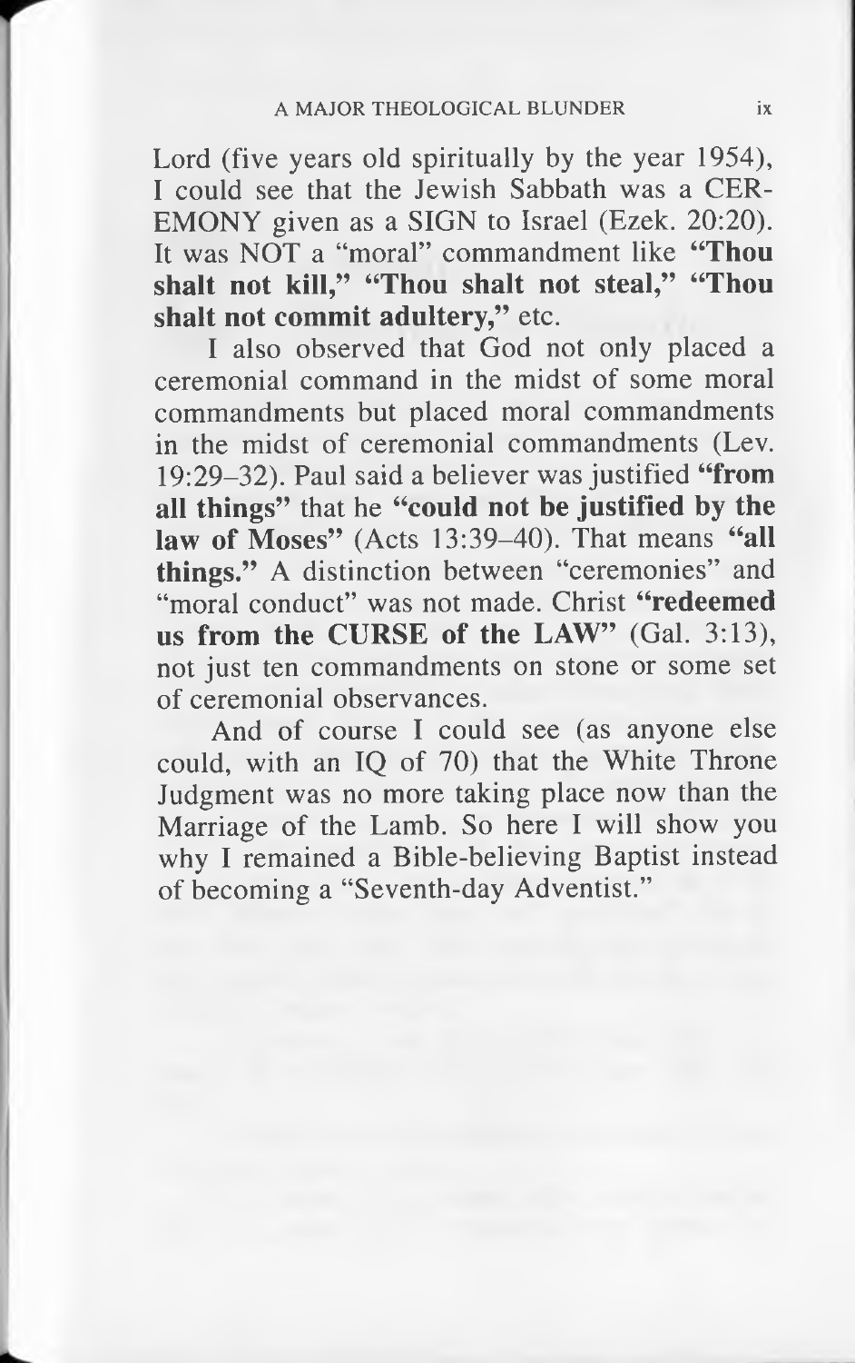Lord (five years old spiritually by the year 1954), I could see that the Jewish Sabbath was a CEREMONY given as a SIGN to Israel (Ezek. 20:20). It was NOT a "moral" commandment like **"Thou shalt not kill," "Thou shalt not steal," "Thou shalt not commit adultery,"** etc.

I also observed that God not only placed a ceremonial command in the midst of some moral commandments but placed moral commandments in the midst of ceremonial commandments (Lev. 19:29–32). Paul said a believer was justified **"from all things"** that he **"could not be justified by the law of Moses"** (Acts 13:39–40). That means **"all things."** A distinction between "ceremonies" and "moral conduct" was not made. Christ **"redeemed us from the CURSE of the LAW"** (Gal. 3:13), not just ten commandments on stone or some set of ceremonial observances.

And of course I could see (as anyone else could, with an IQ of 70) that the White Throne Judgment was no more taking place now than the Marriage of the Lamb. So here I will show you why I remained a Bible-believing Baptist instead of becoming a "Seventh-day Adventist."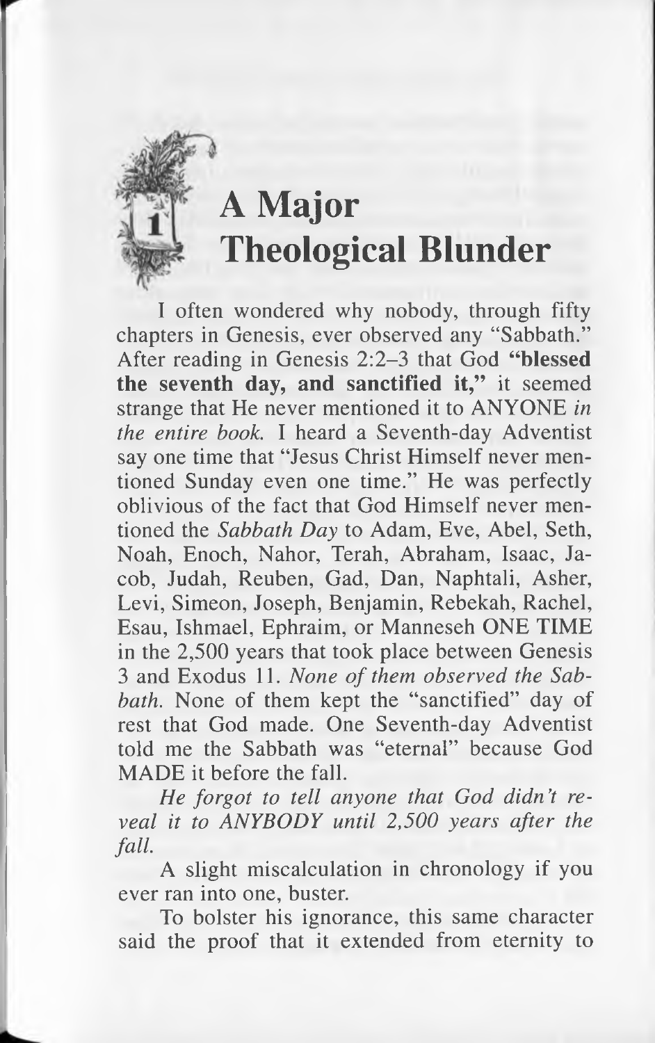# 1 A Major Theological Blunder

I often wondered why nobody, through fifty chapters in Genesis, ever observed any "Sabbath." After reading in Genesis 2:2–3 that God **"blessed the seventh day, and sanctified it,"** it seemed strange that He never mentioned it to ANYONE *in the entire book.* I heard a Seventh-day Adventist say one time that "Jesus Christ Himself never mentioned Sunday even one time." He was perfectly oblivious of the fact that God Himself never mentioned the *Sabbath Day* to Adam, Eve, Abel, Seth, Noah, Enoch, Nahor, Terah, Abraham, Isaac, Jacob, Judah, Reuben, Gad, Dan, Naphtali, Asher, Levi, Simeon, Joseph, Benjamin, Rebekah, Rachel, Esau, Ishmael, Ephraim, or Manneseh ONE TIME in the 2,500 years that took place between Genesis 3 and Exodus 11. *None of them observed the Sabbath.* None of them kept the "sanctified" day of rest that God made. One Seventh-day Adventist told me the Sabbath was "eternal" because God MADE it before the fall.

*He forgot to tell anyone that God didn't reveal it to ANYBODY until 2,500 years after the fall.*

A slight miscalculation in chronology if you ever ran into one, buster.

To bolster his ignorance, this same character said the proof that it extended from eternity to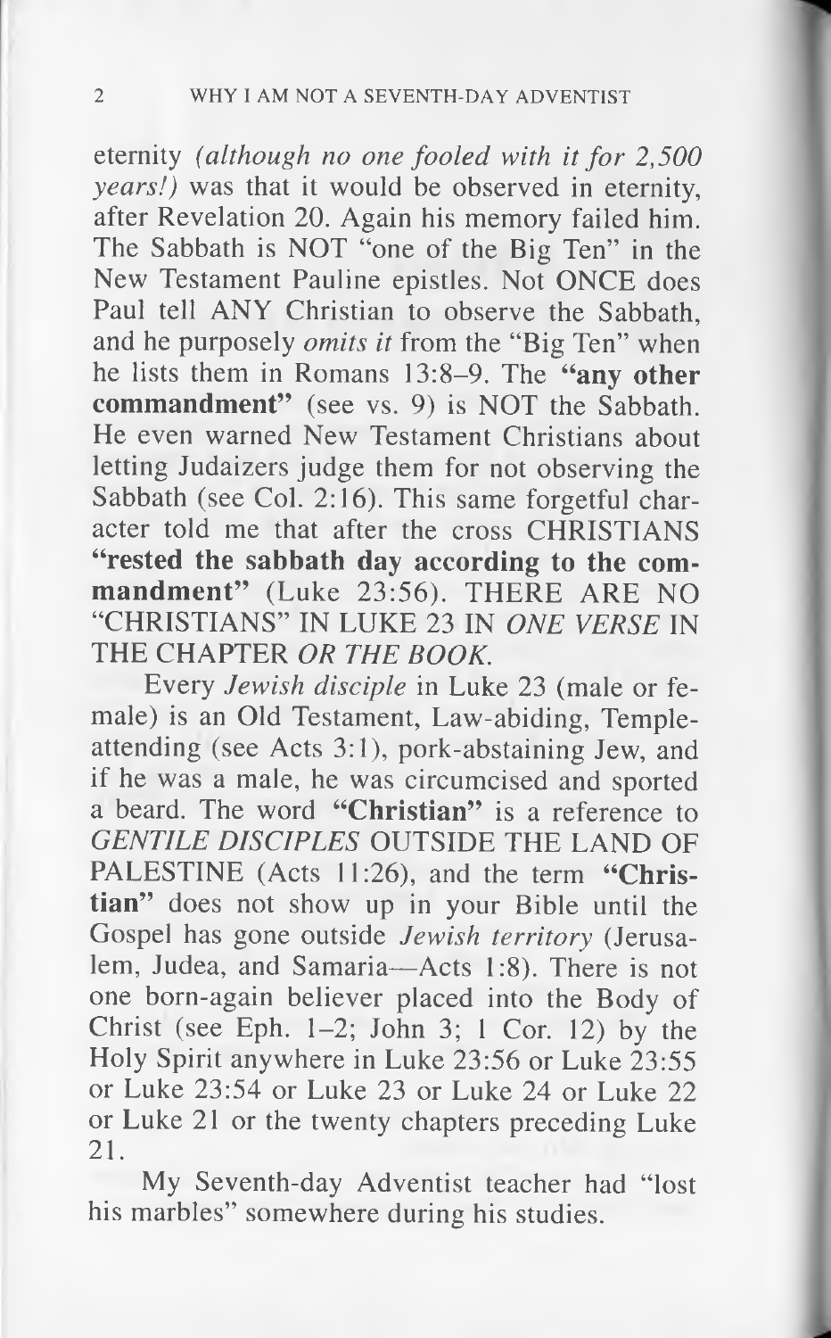eternity *(although no one fooled with it for 2,500 years!)* was that it would be observed in eternity, after Revelation 20. Again his memory failed him. The Sabbath is NOT "one of the Big Ten" in the New Testament Pauline epistles. Not ONCE does Paul tell ANY Christian to observe the Sabbath, and he purposely *omits it* from the "Big Ten" when he lists them in Romans 13:8–9. The **"any other commandment"** (see vs. 9) is NOT the Sabbath. He even warned New Testament Christians about letting Judaizers judge them for not observing the Sabbath (see Col. 2:16). This same forgetful character told me that after the cross CHRISTIANS **"rested the sabbath day according to the commandment"** (Luke 23:56). THERE ARE NO "CHRISTIANS" IN LUKE 23 IN *ONE VERSE* IN THE CHAPTER *OR THE BOOK*.

Every *Jewish disciple* in Luke 23 (male or female) is an Old Testament, Law-abiding, Temple-attending (see Acts 3:1), pork-abstaining Jew, and if he was a male, he was circumcised and sported a beard. The word **"Christian"** is a reference to *GENTILE DISCIPLES* OUTSIDE THE LAND OF PALESTINE (Acts 11:26), and the term **"Christian"** does not show up in your Bible until the Gospel has gone outside *Jewish territory* (Jerusalem, Judea, and Samaria—Acts 1:8). There is not one born-again believer placed into the Body of Christ (see Eph. 1–2; John 3; 1 Cor. 12) by the Holy Spirit anywhere in Luke 23:56 or Luke 23:55 or Luke 23:54 or Luke 23 or Luke 24 or Luke 22 or Luke 21 or the twenty chapters preceding Luke 21.

My Seventh-day Adventist teacher had "lost his marbles" somewhere during his studies.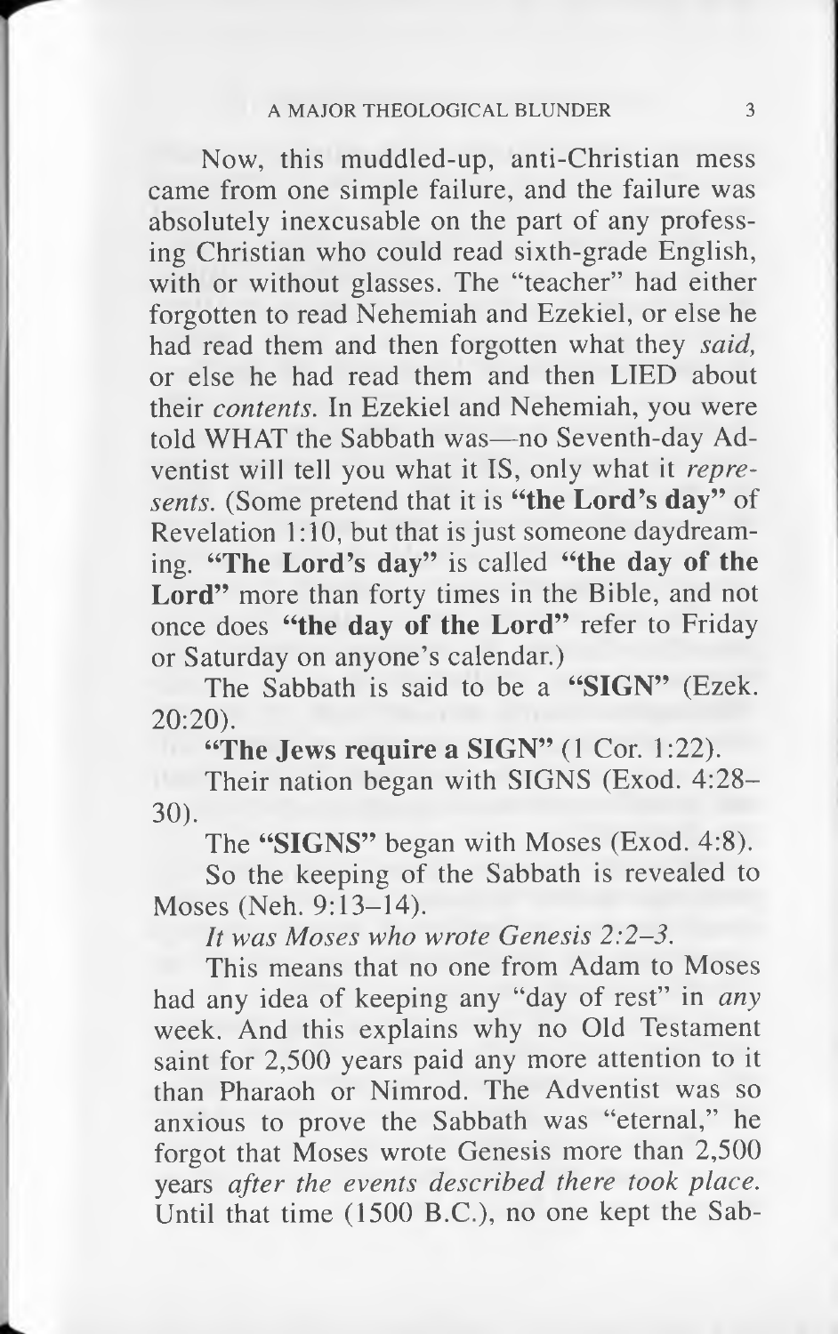Now, this muddled-up, anti-Christian mess came from one simple failure, and the failure was absolutely inexcusable on the part of any professing Christian who could read sixth-grade English, with or without glasses. The "teacher" had either forgotten to read Nehemiah and Ezekiel, or else he had read them and then forgotten what they *said,* or else he had read them and then LIED about their *contents.* In Ezekiel and Nehemiah, you were told WHAT the Sabbath was—no Seventh-day Adventist will tell you what it IS, only what it *represents.* (Some pretend that it is **"the Lord's day"** of Revelation 1:10, but that is just someone daydreaming. **"The Lord's day"** is called **"the day of the Lord"** more than forty times in the Bible, and not once does **"the day of the Lord"** refer to Friday or Saturday on anyone's calendar.)

The Sabbath is said to be a **"SIGN"** (Ezek. 20:20).

**"The Jews require a SIGN"** (1 Cor. 1:22).

Their nation began with SIGNS (Exod. 4:28–30).

The **"SIGNS"** began with Moses (Exod. 4:8).

So the keeping of the Sabbath is revealed to Moses (Neh. 9:13–14).

*It was Moses who wrote Genesis 2:2–3.*

This means that no one from Adam to Moses had any idea of keeping any "day of rest" in *any* week. And this explains why no Old Testament saint for 2,500 years paid any more attention to it than Pharaoh or Nimrod. The Adventist was so anxious to prove the Sabbath was "eternal," he forgot that Moses wrote Genesis more than 2,500 years *after the events described there took place.* Until that time (1500 B.C.), no one kept the Sab-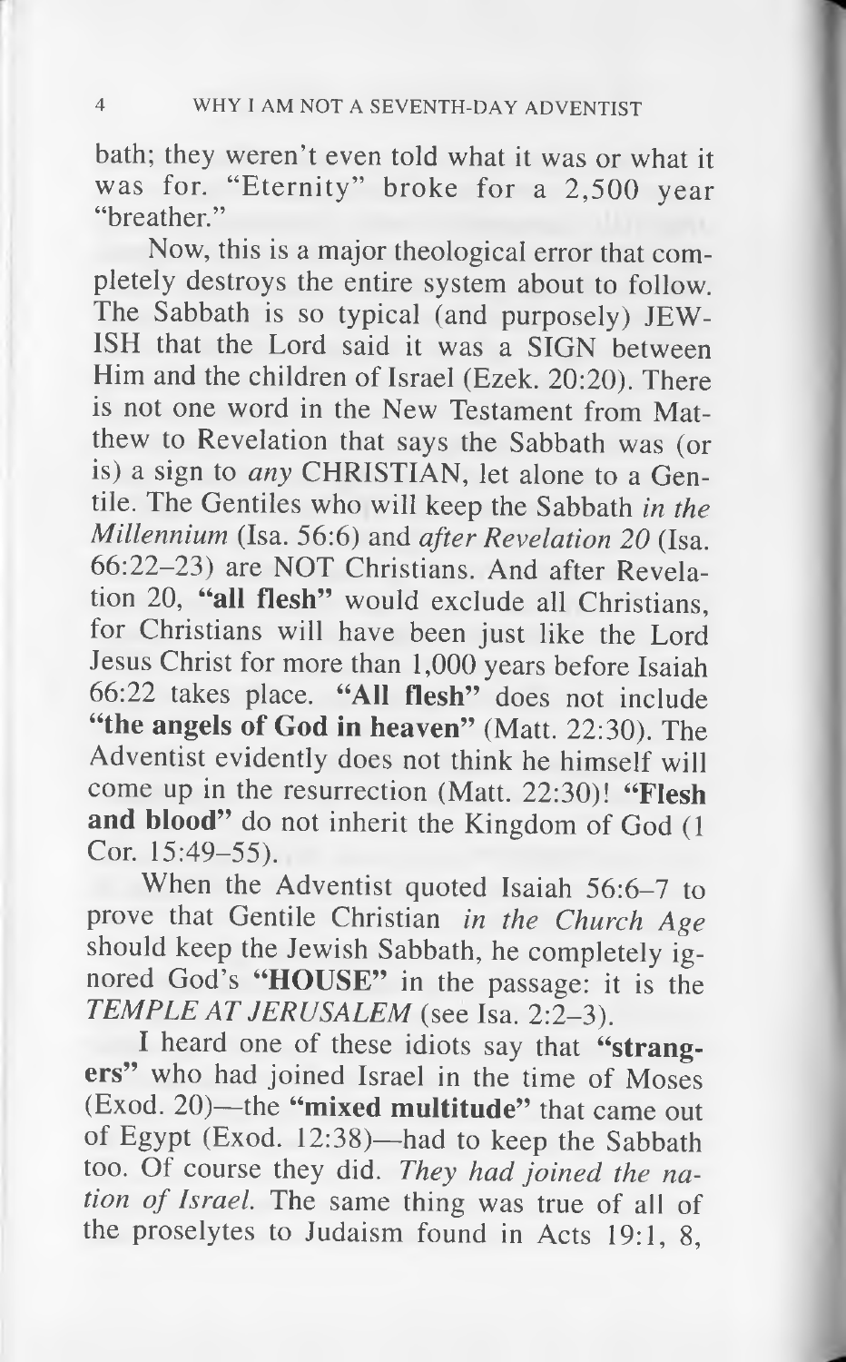bath; they weren't even told what it was or what it was for. "Eternity" broke for a 2,500 year "breather."

Now, this is a major theological error that completely destroys the entire system about to follow. The Sabbath is so typical (and purposely) JEWISH that the Lord said it was a SIGN between Him and the children of Israel (Ezek. 20:20). There is not one word in the New Testament from Matthew to Revelation that says the Sabbath was (or is) a sign to *any* CHRISTIAN, let alone to a Gentile. The Gentiles who will keep the Sabbath *in the Millennium* (Isa. 56:6) and *after Revelation 20* (Isa. 66:22–23) are NOT Christians. And after Revelation 20, **"all flesh"** would exclude all Christians, for Christians will have been just like the Lord Jesus Christ for more than 1,000 years before Isaiah 66:22 takes place. **"All flesh"** does not include **"the angels of God in heaven"** (Matt. 22:30). The Adventist evidently does not think he himself will come up in the resurrection (Matt. 22:30)! **"Flesh and blood"** do not inherit the Kingdom of God (1 Cor. 15:49–55).

When the Adventist quoted Isaiah 56:6–7 to prove that Gentile Christian *in the Church Age* should keep the Jewish Sabbath, he completely ignored God's **"HOUSE"** in the passage: it is the *TEMPLE AT JERUSALEM* (see Isa. 2:2–3).

I heard one of these idiots say that **"strangers"** who had joined Israel in the time of Moses (Exod. 20)—the **"mixed multitude"** that came out of Egypt (Exod. 12:38)—had to keep the Sabbath too. Of course they did. *They had joined the nation of Israel.* The same thing was true of all of the proselytes to Judaism found in Acts 19:1, 8,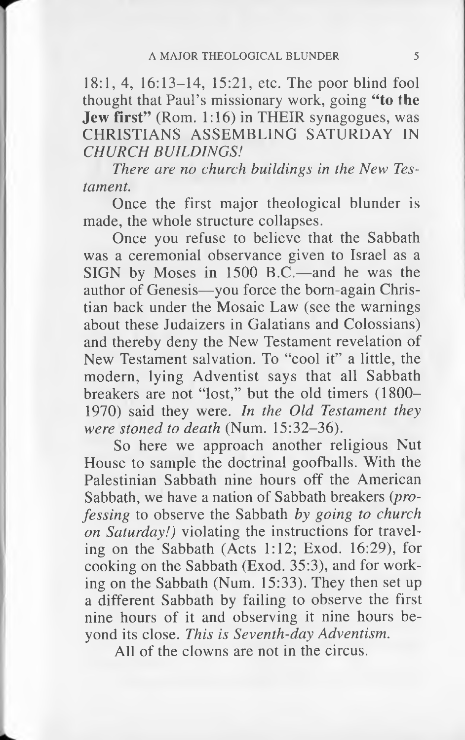18:1, 4, 16:13–14, 15:21, etc. The poor blind fool thought that Paul's missionary work, going **"to the Jew first"** (Rom. 1:16) in THEIR synagogues, was CHRISTIANS ASSEMBLING SATURDAY IN *CHURCH BUILDINGS!*

*There are no church buildings in the New Testament.*

Once the first major theological blunder is made, the whole structure collapses.

Once you refuse to believe that the Sabbath was a ceremonial observance given to Israel as a SIGN by Moses in 1500 B.C.—and he was the author of Genesis—you force the born-again Christian back under the Mosaic Law (see the warnings about these Judaizers in Galatians and Colossians) and thereby deny the New Testament revelation of New Testament salvation. To "cool it" a little, the modern, lying Adventist says that all Sabbath breakers are not "lost," but the old timers (1800–1970) said they were. *In the Old Testament they were stoned to death* (Num. 15:32–36).

So here we approach another religious Nut House to sample the doctrinal goofballs. With the Palestinian Sabbath nine hours off the American Sabbath, we have a nation of Sabbath breakers (*professing* to observe the Sabbath *by going to church on Saturday!*) violating the instructions for traveling on the Sabbath (Acts 1:12; Exod. 16:29), for cooking on the Sabbath (Exod. 35:3), and for working on the Sabbath (Num. 15:33). They then set up a different Sabbath by failing to observe the first nine hours of it and observing it nine hours beyond its close. *This is Seventh-day Adventism.*

All of the clowns are not in the circus.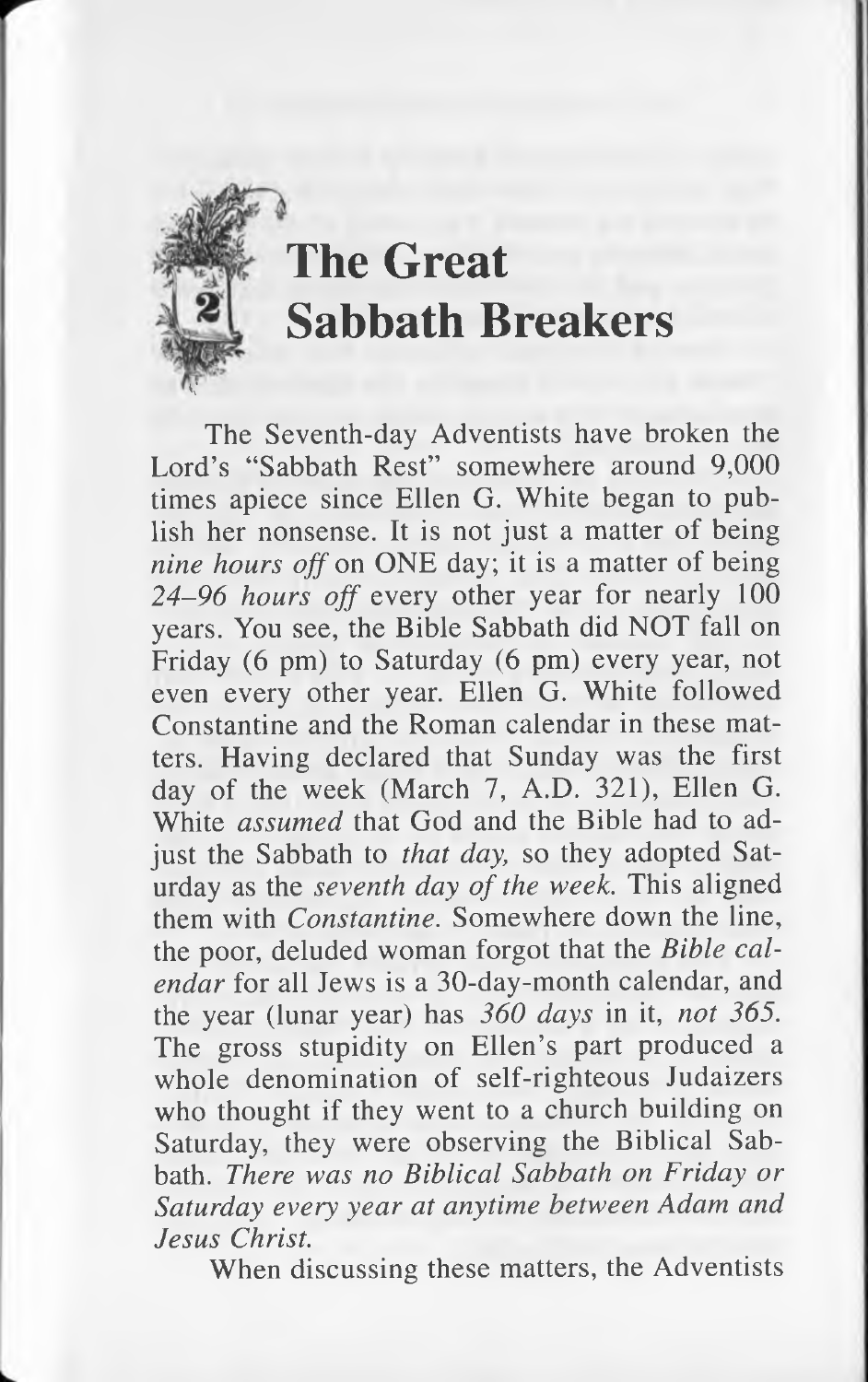# The Great Sabbath Breakers

The Seventh-day Adventists have broken the Lord's "Sabbath Rest" somewhere around 9,000 times apiece since Ellen G. White began to publish her nonsense. It is not just a matter of being *nine hours off* on ONE day; it is a matter of being *24–96 hours off* every other year for nearly 100 years. You see, the Bible Sabbath did NOT fall on Friday (6 pm) to Saturday (6 pm) every year, not even every other year. Ellen G. White followed Constantine and the Roman calendar in these matters. Having declared that Sunday was the first day of the week (March 7, A.D. 321), Ellen G. White *assumed* that God and the Bible had to adjust the Sabbath to *that day,* so they adopted Saturday as the *seventh day of the week.* This aligned them with *Constantine.* Somewhere down the line, the poor, deluded woman forgot that the *Bible calendar* for all Jews is a 30-day-month calendar, and the year (lunar year) has *360 days* in it, *not 365.* The gross stupidity on Ellen's part produced a whole denomination of self-righteous Judaizers who thought if they went to a church building on Saturday, they were observing the Biblical Sabbath. *There was no Biblical Sabbath on Friday or Saturday every year at anytime between Adam and Jesus Christ.*

When discussing these matters, the Adventists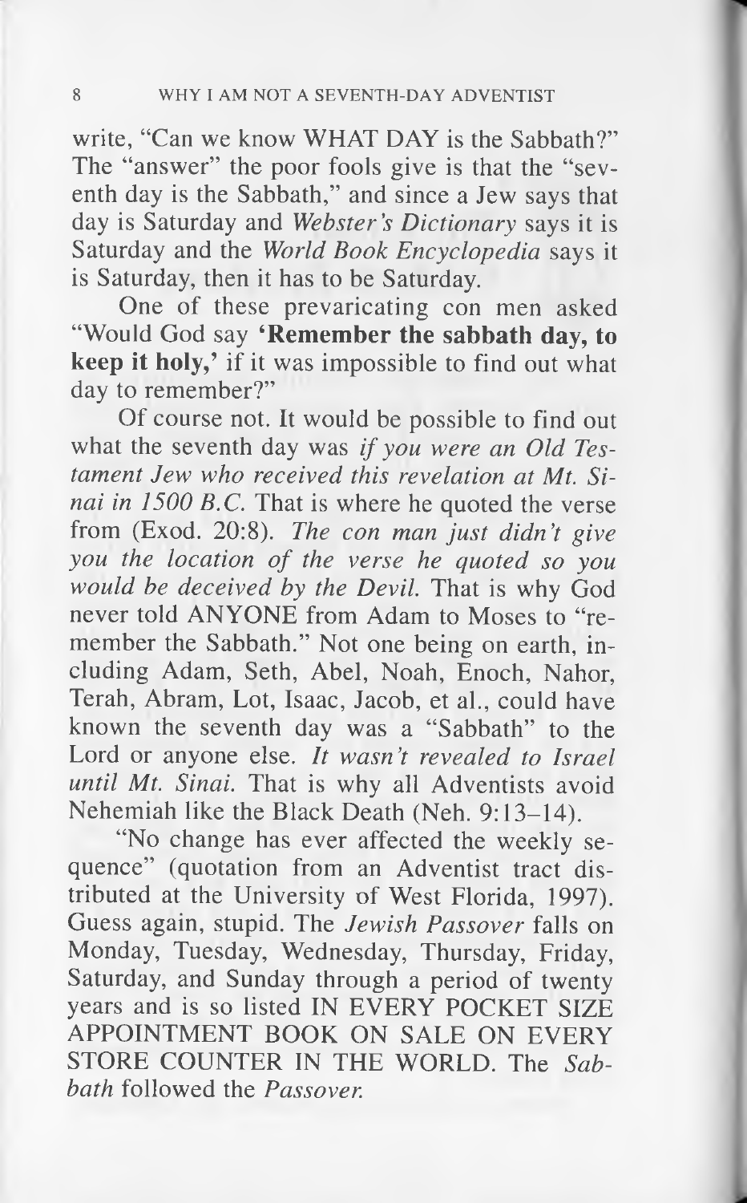write, "Can we know WHAT DAY is the Sabbath?" The "answer" the poor fools give is that the "seventh day is the Sabbath," and since a Jew says that day is Saturday and *Webster's Dictionary* says it is Saturday and the *World Book Encyclopedia* says it is Saturday, then it has to be Saturday.

One of these prevaricating con men asked "Would God say **'Remember the sabbath day, to keep it holy,'** if it was impossible to find out what day to remember?"

Of course not. It would be possible to find out what the seventh day was *if you were an Old Testament Jew who received this revelation at Mt. Sinai in 1500 B.C.* That is where he quoted the verse from (Exod. 20:8). *The con man just didn't give you the location of the verse he quoted so you would be deceived by the Devil.* That is why God never told ANYONE from Adam to Moses to "remember the Sabbath." Not one being on earth, including Adam, Seth, Abel, Noah, Enoch, Nahor, Terah, Abram, Lot, Isaac, Jacob, et al., could have known the seventh day was a "Sabbath" to the Lord or anyone else. *It wasn't revealed to Israel until Mt. Sinai.* That is why all Adventists avoid Nehemiah like the Black Death (Neh. 9:13–14).

"No change has ever affected the weekly sequence" (quotation from an Adventist tract distributed at the University of West Florida, 1997). Guess again, stupid. The *Jewish Passover* falls on Monday, Tuesday, Wednesday, Thursday, Friday, Saturday, and Sunday through a period of twenty years and is so listed IN EVERY POCKET SIZE APPOINTMENT BOOK ON SALE ON EVERY STORE COUNTER IN THE WORLD. The *Sabbath* followed the *Passover.*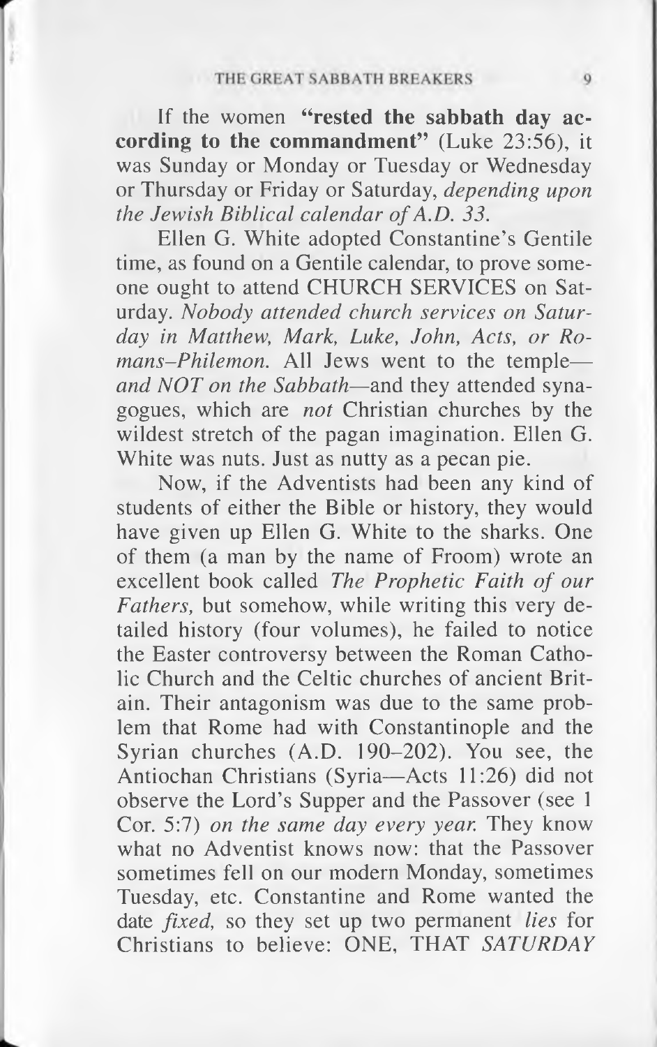If the women **"rested the sabbath day according to the commandment"** (Luke 23:56), it was Sunday or Monday or Tuesday or Wednesday or Thursday or Friday or Saturday, *depending upon the Jewish Biblical calendar of A.D. 33.*

Ellen G. White adopted Constantine's Gentile time, as found on a Gentile calendar, to prove someone ought to attend CHURCH SERVICES on Saturday. *Nobody attended church services on Saturday in Matthew, Mark, Luke, John, Acts, or Romans–Philemon.* All Jews went to the temple—*and NOT on the Sabbath*—and they attended synagogues, which are *not* Christian churches by the wildest stretch of the pagan imagination. Ellen G. White was nuts. Just as nutty as a pecan pie.

Now, if the Adventists had been any kind of students of either the Bible or history, they would have given up Ellen G. White to the sharks. One of them (a man by the name of Froom) wrote an excellent book called *The Prophetic Faith of our Fathers,* but somehow, while writing this very detailed history (four volumes), he failed to notice the Easter controversy between the Roman Catholic Church and the Celtic churches of ancient Britain. Their antagonism was due to the same problem that Rome had with Constantinople and the Syrian churches (A.D. 190–202). You see, the Antiochan Christians (Syria—Acts 11:26) did not observe the Lord's Supper and the Passover (see 1 Cor. 5:7) *on the same day every year.* They know what no Adventist knows now: that the Passover sometimes fell on our modern Monday, sometimes Tuesday, etc. Constantine and Rome wanted the date *fixed,* so they set up two permanent *lies* for Christians to believe: ONE, THAT *SATURDAY*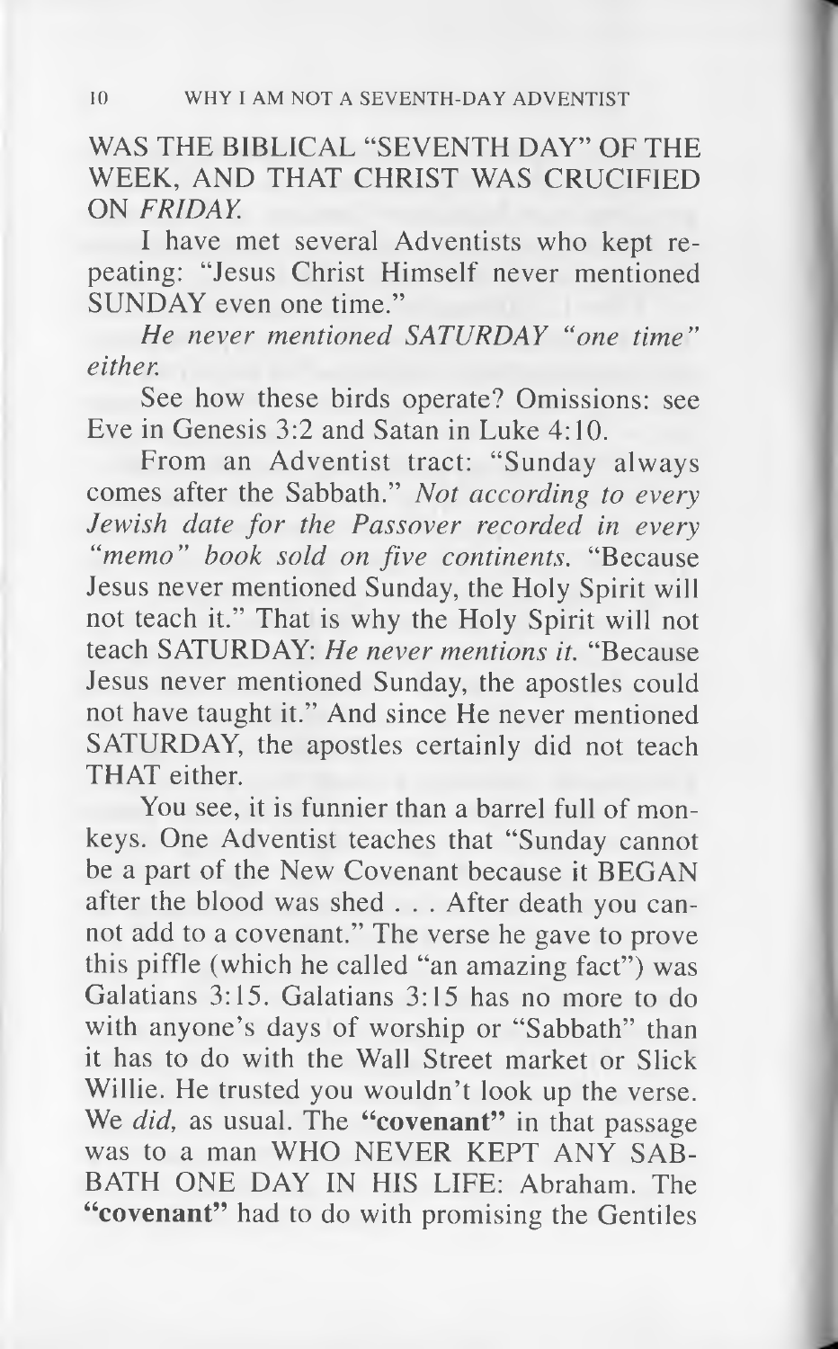WAS THE BIBLICAL "SEVENTH DAY" OF THE WEEK, AND THAT CHRIST WAS CRUCIFIED ON *FRIDAY.*

I have met several Adventists who kept repeating: "Jesus Christ Himself never mentioned SUNDAY even one time."

*He never mentioned SATURDAY "one time" either.*

See how these birds operate? Omissions: see Eve in Genesis 3:2 and Satan in Luke 4:10.

From an Adventist tract: "Sunday always comes after the Sabbath." *Not according to every Jewish date for the Passover recorded in every "memo" book sold on five continents.* "Because Jesus never mentioned Sunday, the Holy Spirit will not teach it." That is why the Holy Spirit will not teach SATURDAY: *He never mentions it.* "Because Jesus never mentioned Sunday, the apostles could not have taught it." And since He never mentioned SATURDAY, the apostles certainly did not teach THAT either.

You see, it is funnier than a barrel full of monkeys. One Adventist teaches that "Sunday cannot be a part of the New Covenant because it BEGAN after the blood was shed . . . After death you cannot add to a covenant." The verse he gave to prove this piffle (which he called "an amazing fact") was Galatians 3:15. Galatians 3:15 has no more to do with anyone's days of worship or "Sabbath" than it has to do with the Wall Street market or Slick Willie. He trusted you wouldn't look up the verse. We *did,* as usual. The **"covenant"** in that passage was to a man WHO NEVER KEPT ANY SABBATH ONE DAY IN HIS LIFE: Abraham. The **"covenant"** had to do with promising the Gentiles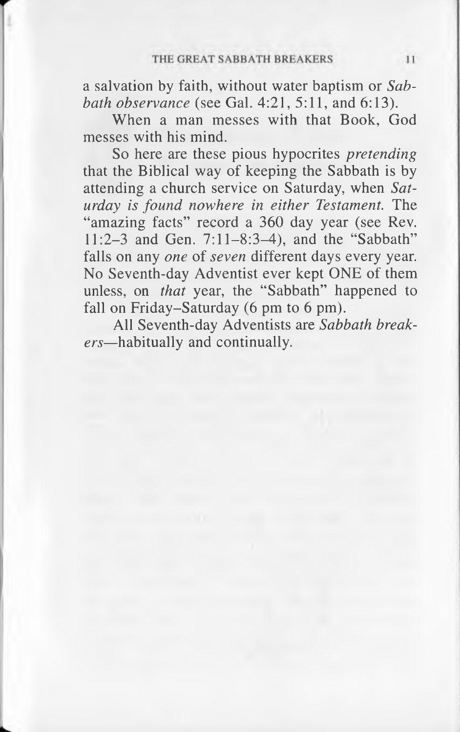a salvation by faith, without water baptism or *Sabbath observance* (see Gal. 4:21, 5:11, and 6:13).

When a man messes with that Book, God messes with his mind.

So here are these pious hypocrites *pretending* that the Biblical way of keeping the Sabbath is by attending a church service on Saturday, when *Saturday is found nowhere in either Testament.* The "amazing facts" record a 360 day year (see Rev. 11:2–3 and Gen. 7:11–8:3–4), and the "Sabbath" falls on any *one* of *seven* different days every year. No Seventh-day Adventist ever kept ONE of them unless, on *that* year, the "Sabbath" happened to fall on Friday–Saturday (6 pm to 6 pm).

All Seventh-day Adventists are *Sabbath breakers*—habitually and continually.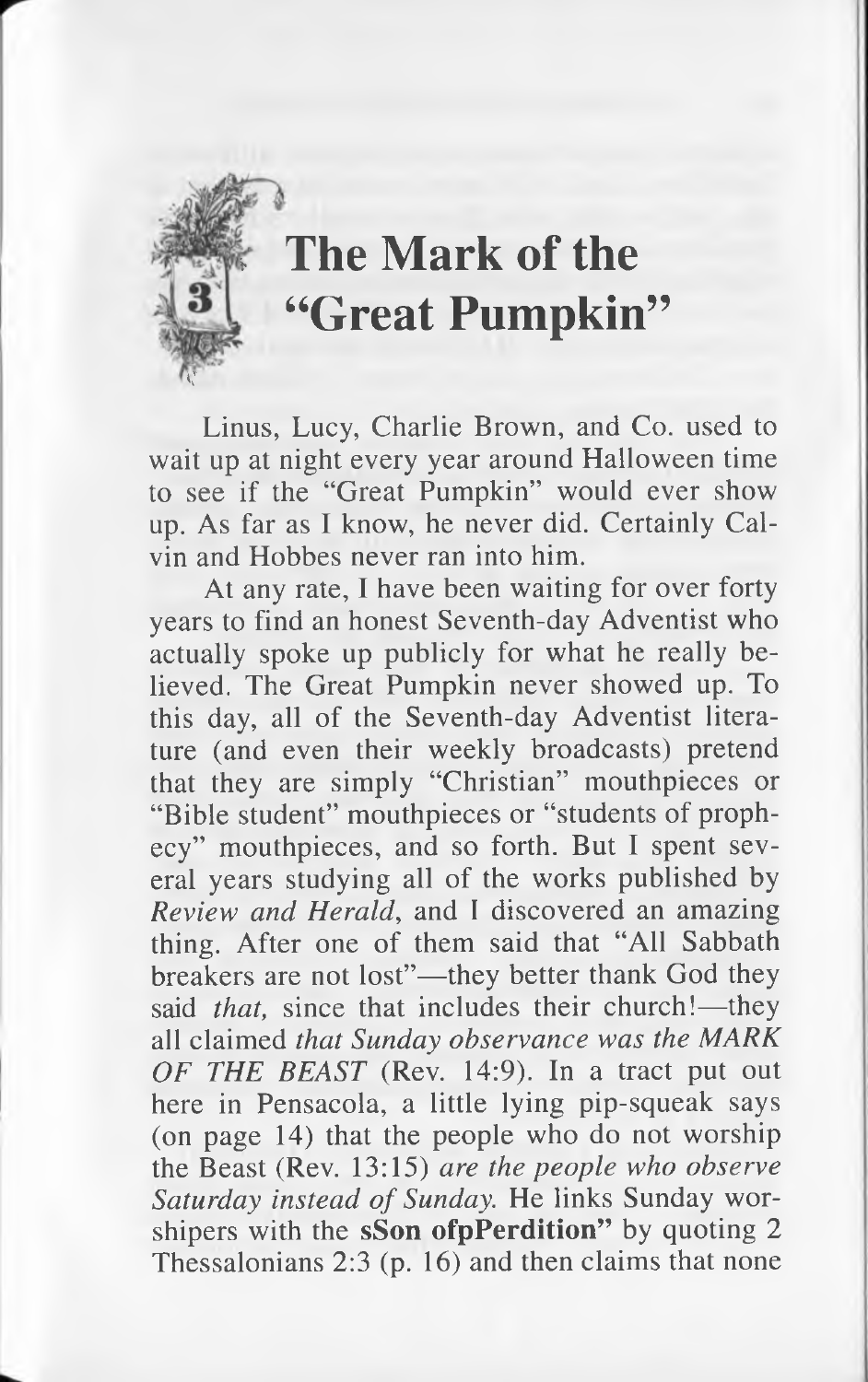# 3 The Mark of the "Great Pumpkin"

Linus, Lucy, Charlie Brown, and Co. used to wait up at night every year around Halloween time to see if the "Great Pumpkin" would ever show up. As far as I know, he never did. Certainly Calvin and Hobbes never ran into him.

At any rate, I have been waiting for over forty years to find an honest Seventh-day Adventist who actually spoke up publicly for what he really believed. The Great Pumpkin never showed up. To this day, all of the Seventh-day Adventist literature (and even their weekly broadcasts) pretend that they are simply "Christian" mouthpieces or "Bible student" mouthpieces or "students of prophecy" mouthpieces, and so forth. But I spent several years studying all of the works published by *Review and Herald*, and I discovered an amazing thing. After one of them said that "All Sabbath breakers are not lost"—they better thank God they said *that,* since that includes their church!—they all claimed *that Sunday observance was the MARK OF THE BEAST* (Rev. 14:9). In a tract put out here in Pensacola, a little lying pip-squeak says (on page 14) that the people who do not worship the Beast (Rev. 13:15) *are the people who observe Saturday instead of Sunday.* He links Sunday worshipers with the **sSon ofpPerdition"** by quoting 2 Thessalonians 2:3 (p. 16) and then claims that none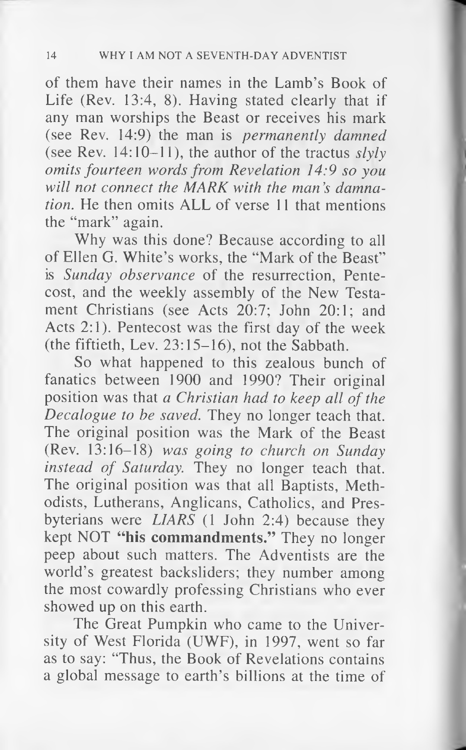of them have their names in the Lamb's Book of Life (Rev. 13:4, 8). Having stated clearly that if any man worships the Beast or receives his mark (see Rev. 14:9) the man is *permanently damned* (see Rev. 14:10–11), the author of the tractus *slyly omits fourteen words from Revelation 14:9 so you will not connect the MARK with the man's damnation.* He then omits ALL of verse 11 that mentions the "mark" again.

Why was this done? Because according to all of Ellen G. White's works, the "Mark of the Beast" is *Sunday observance* of the resurrection, Pentecost, and the weekly assembly of the New Testament Christians (see Acts 20:7; John 20:1; and Acts 2:1). Pentecost was the first day of the week (the fiftieth, Lev. 23:15–16), not the Sabbath.

So what happened to this zealous bunch of fanatics between 1900 and 1990? Their original position was that *a Christian had to keep all of the Decalogue to be saved.* They no longer teach that. The original position was the Mark of the Beast (Rev. 13:16–18) *was going to church on Sunday instead of Saturday.* They no longer teach that. The original position was that all Baptists, Methodists, Lutherans, Anglicans, Catholics, and Presbyterians were *LIARS* (1 John 2:4) because they kept NOT **"his commandments."** They no longer peep about such matters. The Adventists are the world's greatest backsliders; they number among the most cowardly professing Christians who ever showed up on this earth.

The Great Pumpkin who came to the University of West Florida (UWF), in 1997, went so far as to say: "Thus, the Book of Revelations contains a global message to earth's billions at the time of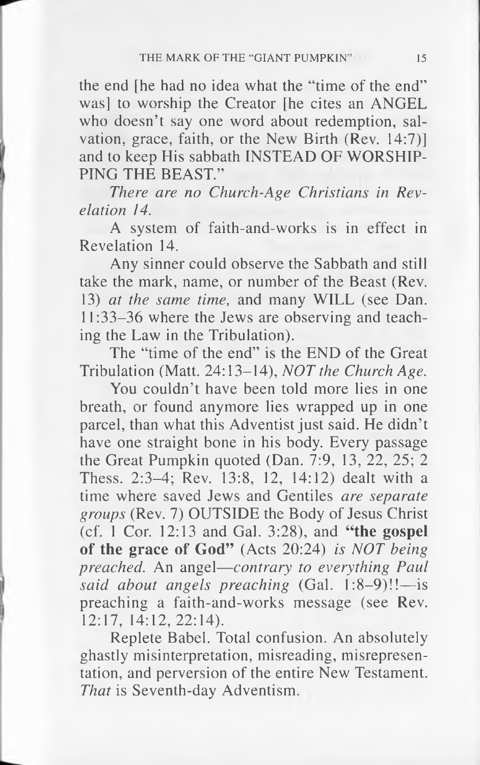the end [he had no idea what the "time of the end" was] to worship the Creator [he cites an ANGEL who doesn't say one word about redemption, salvation, grace, faith, or the New Birth (Rev. 14:7)] and to keep His sabbath INSTEAD OF WORSHIPPING THE BEAST."

*There are no Church-Age Christians in Revelation 14.*

A system of faith-and-works is in effect in Revelation 14.

Any sinner could observe the Sabbath and still take the mark, name, or number of the Beast (Rev. 13) *at the same time,* and many WILL (see Dan. 11:33–36 where the Jews are observing and teaching the Law in the Tribulation).

The "time of the end" is the END of the Great Tribulation (Matt. 24:13–14), *NOT the Church Age.*

You couldn't have been told more lies in one breath, or found anymore lies wrapped up in one parcel, than what this Adventist just said. He didn't have one straight bone in his body. Every passage the Great Pumpkin quoted (Dan. 7:9, 13, 22, 25; 2 Thess. 2:3–4; Rev. 13:8, 12, 14:12) dealt with a time where saved Jews and Gentiles *are separate groups* (Rev. 7) OUTSIDE the Body of Jesus Christ (cf. 1 Cor. 12:13 and Gal. 3:28), and **"the gospel of the grace of God"** (Acts 20:24) *is NOT being preached.* An angel—*contrary to everything Paul said about angels preaching* (Gal. 1:8–9)!!—is preaching a faith-and-works message (see Rev. 12:17, 14:12, 22:14).

Replete Babel. Total confusion. An absolutely ghastly misinterpretation, misreading, misrepresentation, and perversion of the entire New Testament. *That* is Seventh-day Adventism.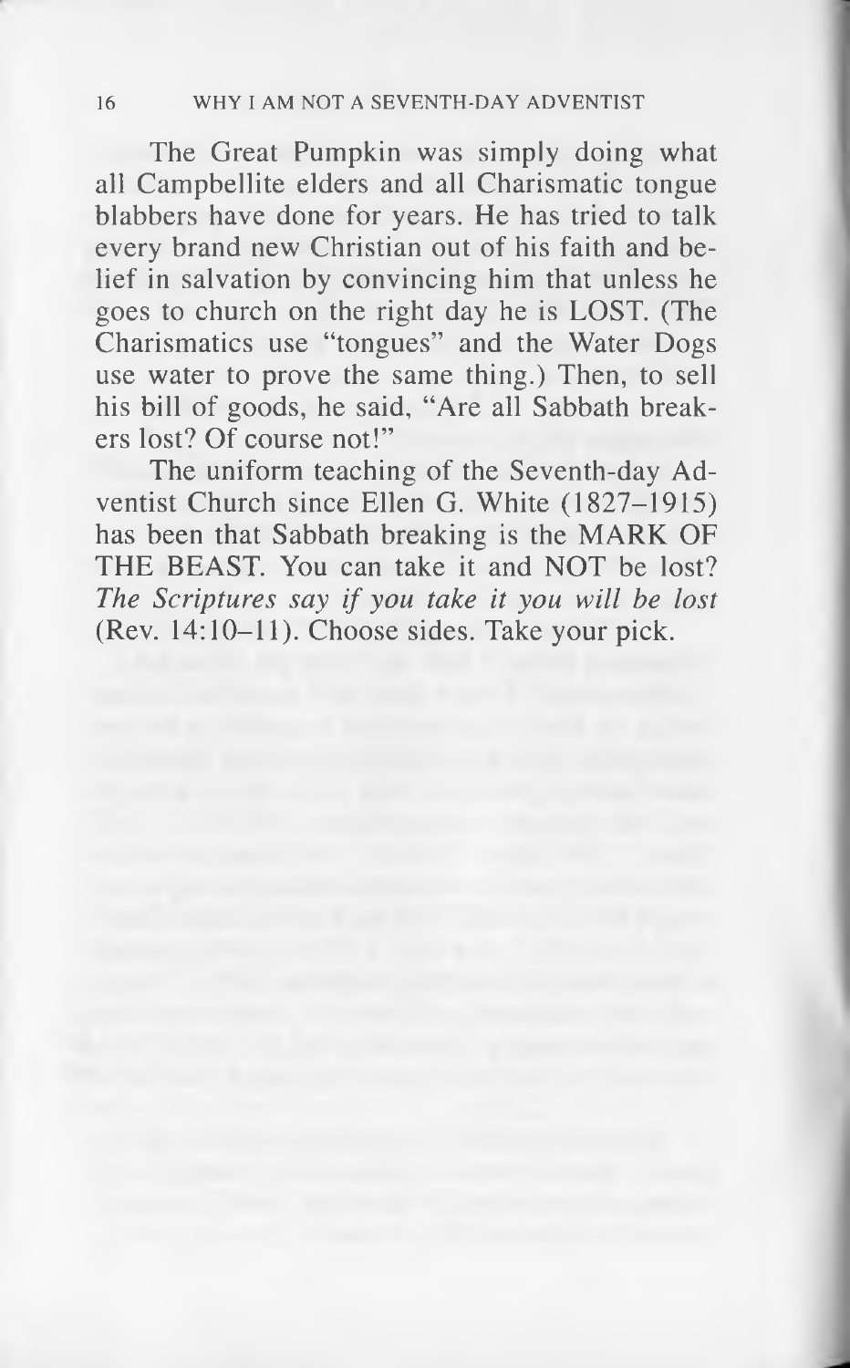The Great Pumpkin was simply doing what all Campbellite elders and all Charismatic tongue blabbers have done for years. He has tried to talk every brand new Christian out of his faith and belief in salvation by convincing him that unless he goes to church on the right day he is LOST. (The Charismatics use "tongues" and the Water Dogs use water to prove the same thing.) Then, to sell his bill of goods, he said, "Are all Sabbath breakers lost? Of course not!"

The uniform teaching of the Seventh-day Adventist Church since Ellen G. White (1827–1915) has been that Sabbath breaking is the MARK OF THE BEAST. You can take it and NOT be lost? *The Scriptures say if you take it you will be lost* (Rev. 14:10–11). Choose sides. Take your pick.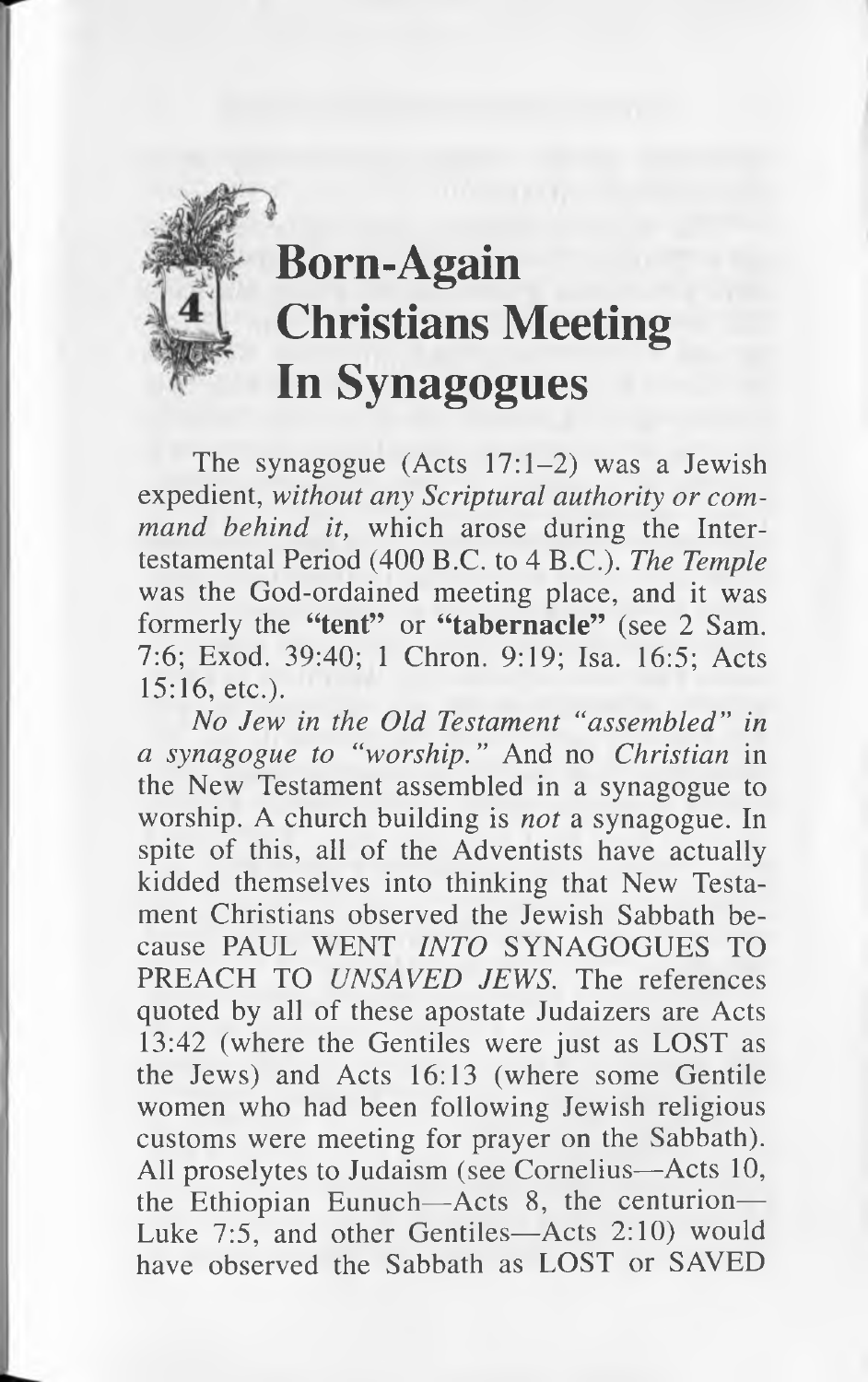# 4 Born-Again Christians Meeting In Synagogues

The synagogue (Acts 17:1–2) was a Jewish expedient, *without any Scriptural authority or command behind it,* which arose during the Intertestamental Period (400 B.C. to 4 B.C.). *The Temple* was the God-ordained meeting place, and it was formerly the **"tent"** or **"tabernacle"** (see 2 Sam. 7:6; Exod. 39:40; 1 Chron. 9:19; Isa. 16:5; Acts 15:16, etc.).

*No Jew in the Old Testament "assembled" in a synagogue to "worship."* And no *Christian* in the New Testament assembled in a synagogue to worship. A church building is *not* a synagogue. In spite of this, all of the Adventists have actually kidded themselves into thinking that New Testament Christians observed the Jewish Sabbath because PAUL WENT *INTO* SYNAGOGUES TO PREACH TO *UNSAVED JEWS.* The references quoted by all of these apostate Judaizers are Acts 13:42 (where the Gentiles were just as LOST as the Jews) and Acts 16:13 (where some Gentile women who had been following Jewish religious customs were meeting for prayer on the Sabbath). All proselytes to Judaism (see Cornelius—Acts 10, the Ethiopian Eunuch—Acts 8, the centurion—Luke 7:5, and other Gentiles—Acts 2:10) would have observed the Sabbath as LOST or SAVED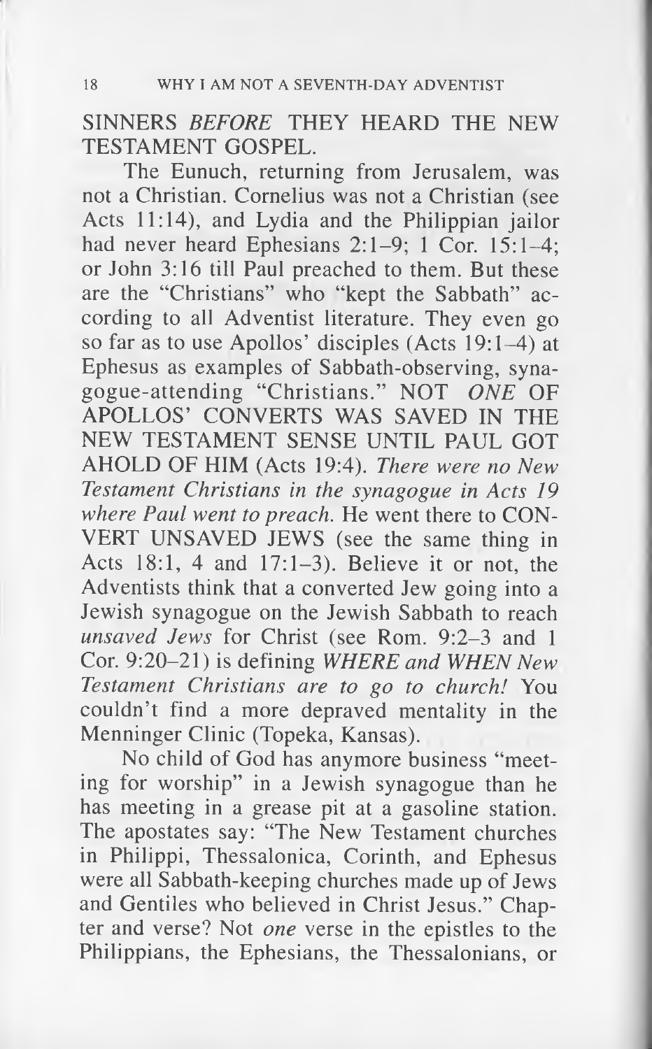SINNERS *BEFORE* THEY HEARD THE NEW TESTAMENT GOSPEL.

The Eunuch, returning from Jerusalem, was not a Christian. Cornelius was not a Christian (see Acts 11:14), and Lydia and the Philippian jailor had never heard Ephesians 2:1–9; 1 Cor. 15:1–4; or John 3:16 till Paul preached to them. But these are the "Christians" who "kept the Sabbath" according to all Adventist literature. They even go so far as to use Apollos' disciples (Acts 19:1–4) at Ephesus as examples of Sabbath-observing, synagogue-attending "Christians." NOT *ONE* OF APOLLOS' CONVERTS WAS SAVED IN THE NEW TESTAMENT SENSE UNTIL PAUL GOT AHOLD OF HIM (Acts 19:4). *There were no New Testament Christians in the synagogue in Acts 19 where Paul went to preach.* He went there to CONVERT UNSAVED JEWS (see the same thing in Acts 18:1, 4 and 17:1–3). Believe it or not, the Adventists think that a converted Jew going into a Jewish synagogue on the Jewish Sabbath to reach *unsaved Jews* for Christ (see Rom. 9:2–3 and 1 Cor. 9:20–21) is defining *WHERE and WHEN New Testament Christians are to go to church!* You couldn't find a more depraved mentality in the Menninger Clinic (Topeka, Kansas).

No child of God has anymore business "meeting for worship" in a Jewish synagogue than he has meeting in a grease pit at a gasoline station. The apostates say: "The New Testament churches in Philippi, Thessalonica, Corinth, and Ephesus were all Sabbath-keeping churches made up of Jews and Gentiles who believed in Christ Jesus." Chapter and verse? Not *one* verse in the epistles to the Philippians, the Ephesians, the Thessalonians, or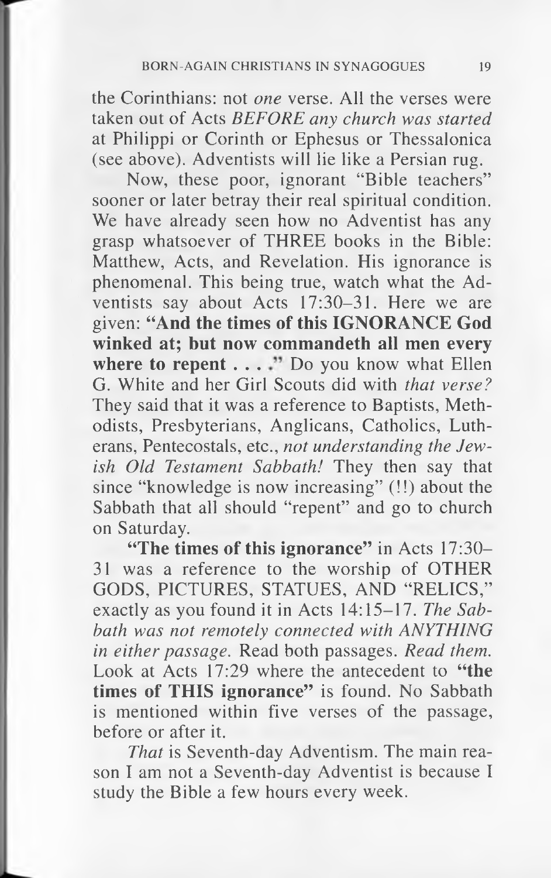the Corinthians: not *one* verse. All the verses were taken out of Acts *BEFORE any church was started* at Philippi or Corinth or Ephesus or Thessalonica (see above). Adventists will lie like a Persian rug.

Now, these poor, ignorant "Bible teachers" sooner or later betray their real spiritual condition. We have already seen how no Adventist has any grasp whatsoever of THREE books in the Bible: Matthew, Acts, and Revelation. His ignorance is phenomenal. This being true, watch what the Adventists say about Acts 17:30–31. Here we are given: **"And the times of this IGNORANCE God winked at; but now commandeth all men every where to repent . . . ."** Do you know what Ellen G. White and her Girl Scouts did with *that verse?* They said that it was a reference to Baptists, Methodists, Presbyterians, Anglicans, Catholics, Lutherans, Pentecostals, etc., *not understanding the Jewish Old Testament Sabbath!* They then say that since "knowledge is now increasing" (!!) about the Sabbath that all should "repent" and go to church on Saturday.

**"The times of this ignorance"** in Acts 17:30–31 was a reference to the worship of OTHER GODS, PICTURES, STATUES, AND "RELICS," exactly as you found it in Acts 14:15–17. *The Sabbath was not remotely connected with ANYTHING in either passage.* Read both passages. *Read them.* Look at Acts 17:29 where the antecedent to **"the times of THIS ignorance"** is found. No Sabbath is mentioned within five verses of the passage, before or after it.

*That* is Seventh-day Adventism. The main reason I am not a Seventh-day Adventist is because I study the Bible a few hours every week.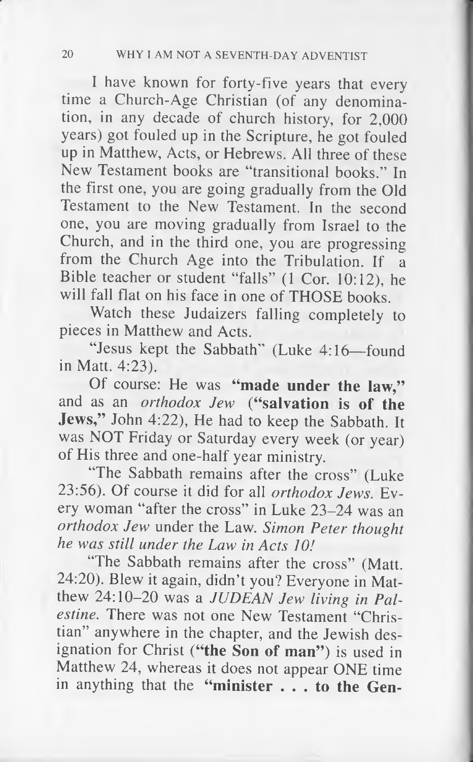I have known for forty-five years that every time a Church-Age Christian (of any denomination, in any decade of church history, for 2,000 years) got fouled up in the Scripture, he got fouled up in Matthew, Acts, or Hebrews. All three of these New Testament books are "transitional books." In the first one, you are going gradually from the Old Testament to the New Testament. In the second one, you are moving gradually from Israel to the Church, and in the third one, you are progressing from the Church Age into the Tribulation. If a Bible teacher or student "falls" (1 Cor. 10:12), he will fall flat on his face in one of THOSE books.

Watch these Judaizers falling completely to pieces in Matthew and Acts.

"Jesus kept the Sabbath" (Luke 4:16—found in Matt. 4:23).

Of course: He was **"made under the law,"** and as an *orthodox Jew* (**"salvation is of the Jews,"** John 4:22), He had to keep the Sabbath. It was NOT Friday or Saturday every week (or year) of His three and one-half year ministry.

"The Sabbath remains after the cross" (Luke 23:56). Of course it did for all *orthodox Jews.* Every woman "after the cross" in Luke 23–24 was an *orthodox Jew* under the Law. *Simon Peter thought he was still under the Law in Acts 10!*

"The Sabbath remains after the cross" (Matt. 24:20). Blew it again, didn't you? Everyone in Matthew 24:10–20 was a *JUDEAN Jew living in Palestine.* There was not one New Testament "Christian" anywhere in the chapter, and the Jewish designation for Christ (**"the Son of man"**) is used in Matthew 24, whereas it does not appear ONE time in anything that the **"minister . . . to the Gen-**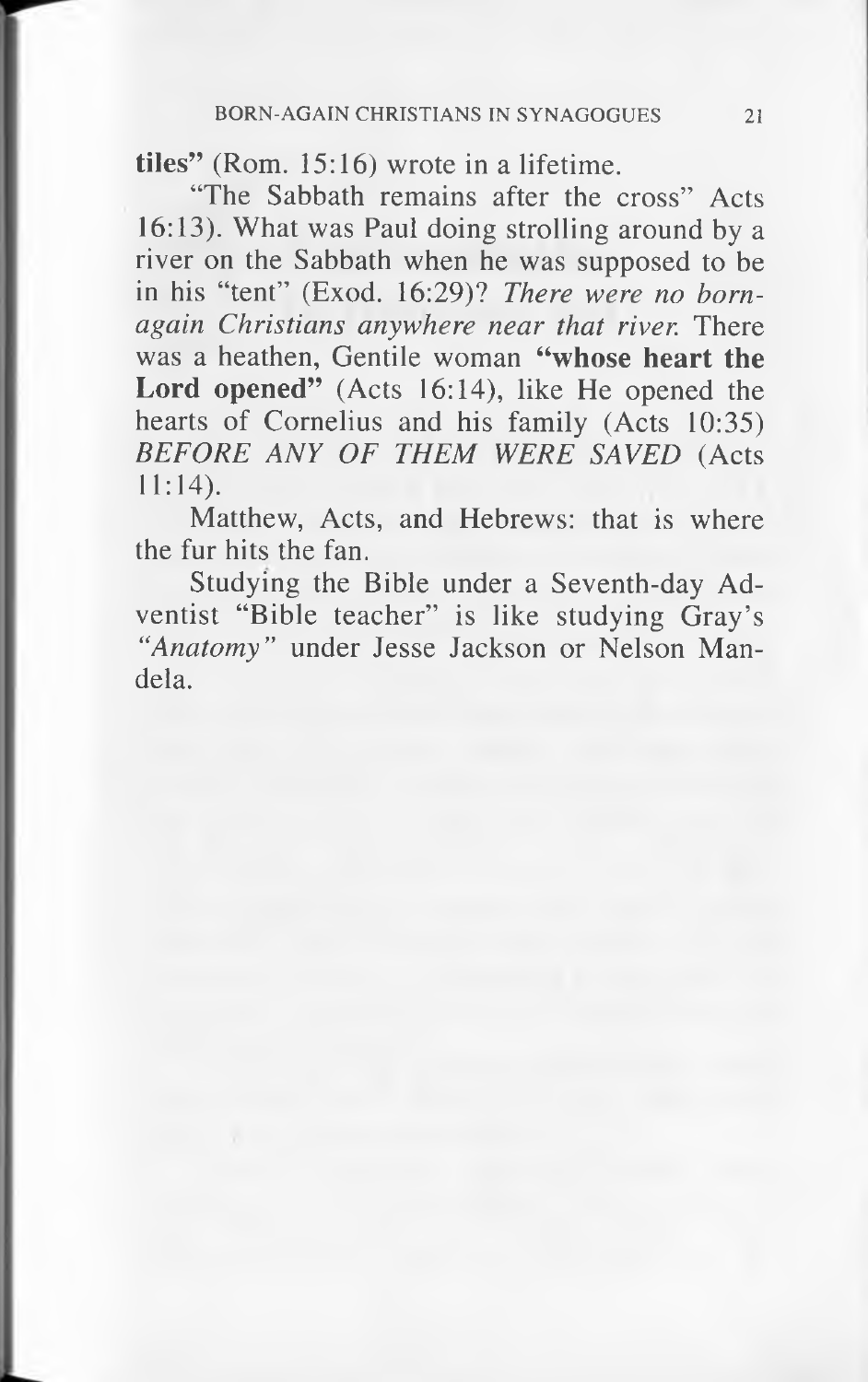**tiles"** (Rom. 15:16) wrote in a lifetime.

"The Sabbath remains after the cross" Acts 16:13). What was Paul doing strolling around by a river on the Sabbath when he was supposed to be in his "tent" (Exod. 16:29)? *There were no born-again Christians anywhere near that river.* There was a heathen, Gentile woman **"whose heart the Lord opened"** (Acts 16:14), like He opened the hearts of Cornelius and his family (Acts 10:35) *BEFORE ANY OF THEM WERE SAVED* (Acts 11:14).

Matthew, Acts, and Hebrews: that is where the fur hits the fan.

Studying the Bible under a Seventh-day Adventist "Bible teacher" is like studying Gray's *"Anatomy"* under Jesse Jackson or Nelson Mandela.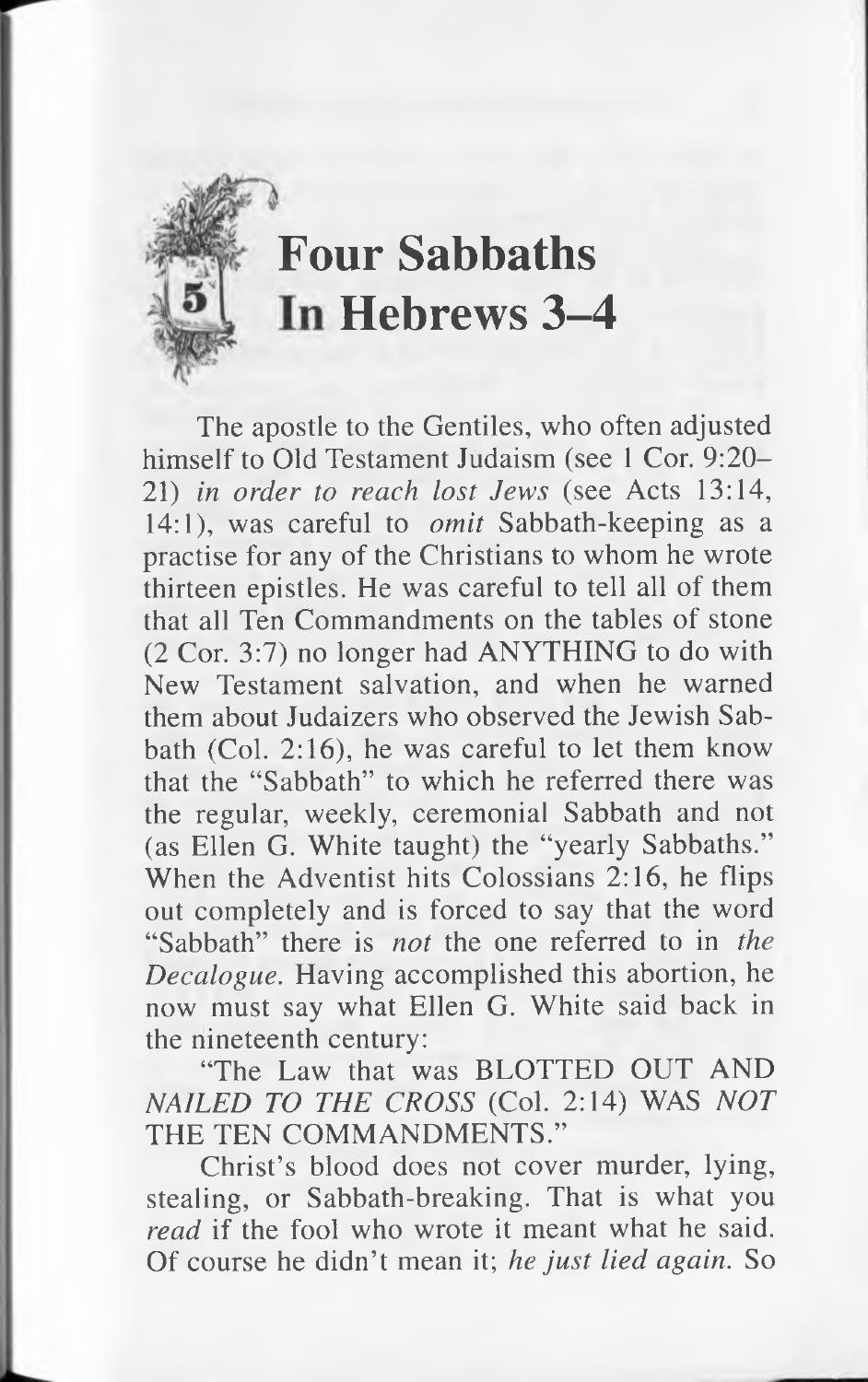# 5 Four Sabbaths In Hebrews 3–4

The apostle to the Gentiles, who often adjusted himself to Old Testament Judaism (see 1 Cor. 9:20–21) *in order to reach lost Jews* (see Acts 13:14, 14:1), was careful to *omit* Sabbath-keeping as a practise for any of the Christians to whom he wrote thirteen epistles. He was careful to tell all of them that all Ten Commandments on the tables of stone (2 Cor. 3:7) no longer had ANYTHING to do with New Testament salvation, and when he warned them about Judaizers who observed the Jewish Sabbath (Col. 2:16), he was careful to let them know that the "Sabbath" to which he referred there was the regular, weekly, ceremonial Sabbath and not (as Ellen G. White taught) the "yearly Sabbaths." When the Adventist hits Colossians 2:16, he flips out completely and is forced to say that the word "Sabbath" there is *not* the one referred to in *the Decalogue.* Having accomplished this abortion, he now must say what Ellen G. White said back in the nineteenth century:

"The Law that was BLOTTED OUT AND *NAILED TO THE CROSS* (Col. 2:14) WAS *NOT* THE TEN COMMANDMENTS."

Christ's blood does not cover murder, lying, stealing, or Sabbath-breaking. That is what you *read* if the fool who wrote it meant what he said. Of course he didn't mean it; *he just lied again.* So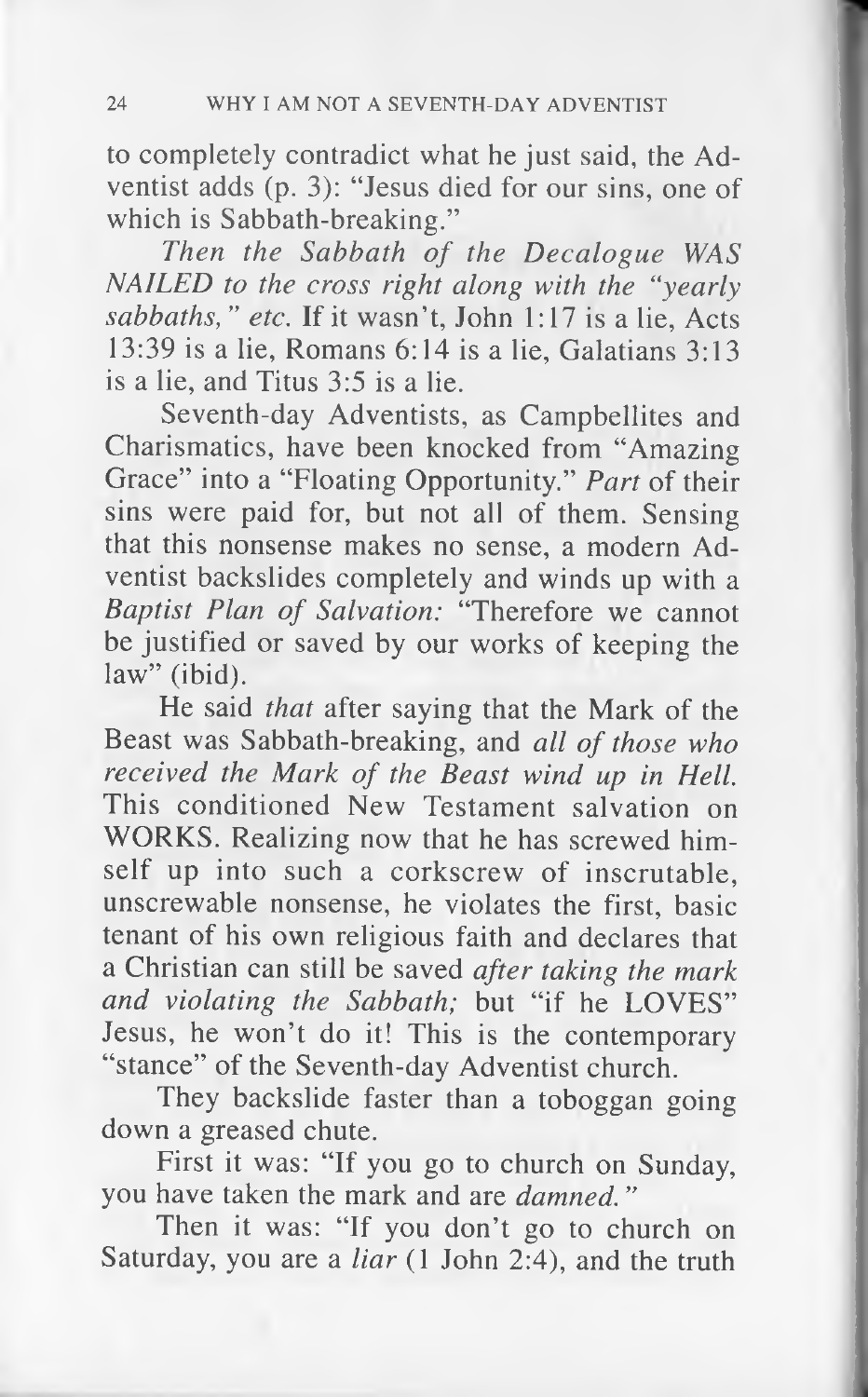to completely contradict what he just said, the Adventist adds (p. 3): "Jesus died for our sins, one of which is Sabbath-breaking."

*Then the Sabbath of the Decalogue WAS NAILED to the cross right along with the "yearly sabbaths," etc.* If it wasn't, John 1:17 is a lie, Acts 13:39 is a lie, Romans 6:14 is a lie, Galatians 3:13 is a lie, and Titus 3:5 is a lie.

Seventh-day Adventists, as Campbellites and Charismatics, have been knocked from "Amazing Grace" into a "Floating Opportunity." *Part* of their sins were paid for, but not all of them. Sensing that this nonsense makes no sense, a modern Adventist backslides completely and winds up with a *Baptist Plan of Salvation:* "Therefore we cannot be justified or saved by our works of keeping the law" (ibid).

He said *that* after saying that the Mark of the Beast was Sabbath-breaking, and *all of those who received the Mark of the Beast wind up in Hell.* This conditioned New Testament salvation on WORKS. Realizing now that he has screwed himself up into such a corkscrew of inscrutable, unscrewable nonsense, he violates the first, basic tenant of his own religious faith and declares that a Christian can still be saved *after taking the mark and violating the Sabbath;* but "if he LOVES" Jesus, he won't do it! This is the contemporary "stance" of the Seventh-day Adventist church.

They backslide faster than a toboggan going down a greased chute.

First it was: "If you go to church on Sunday, you have taken the mark and are *damned.*"

Then it was: "If you don't go to church on Saturday, you are a *liar* (1 John 2:4), and the truth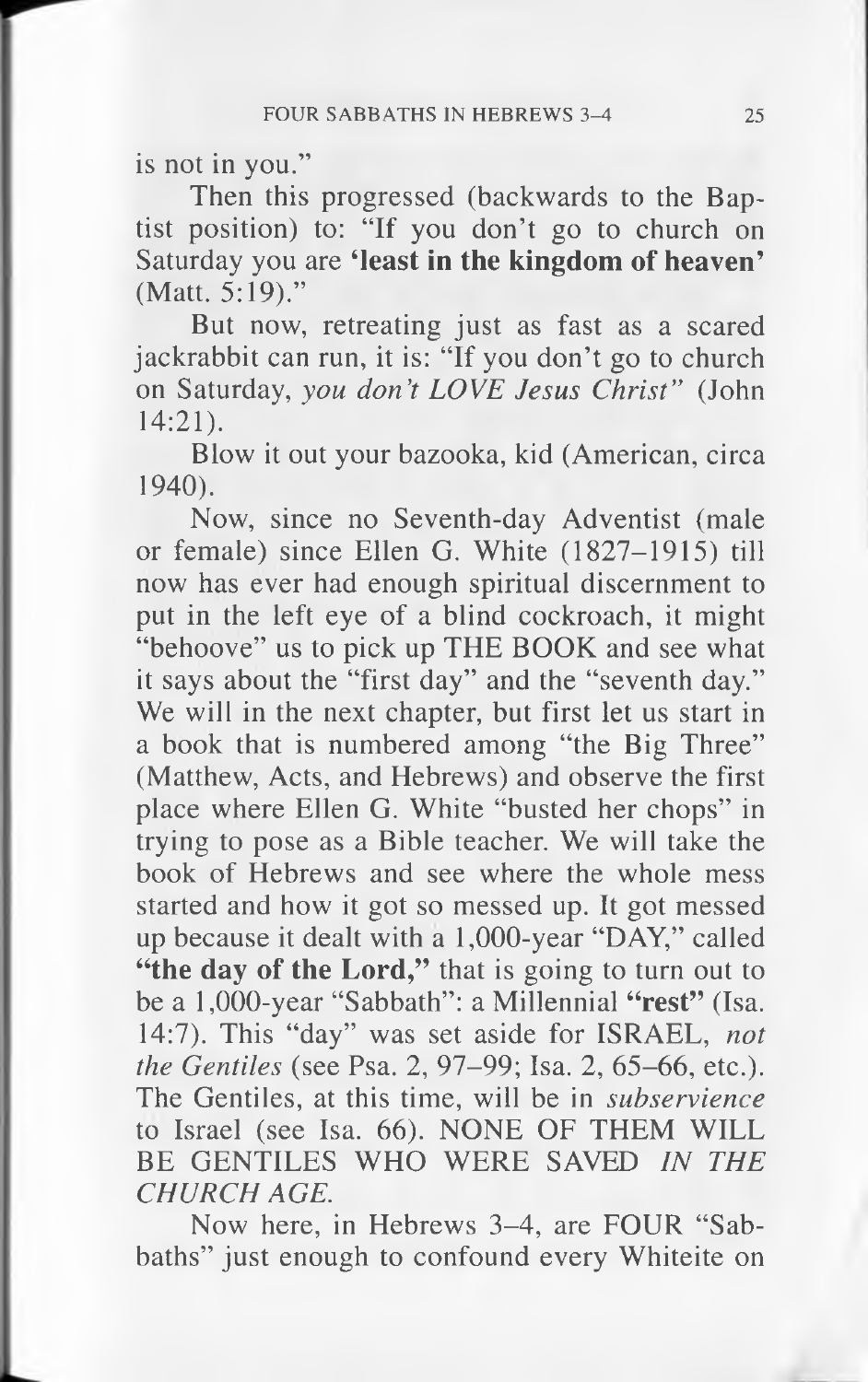is not in you."

Then this progressed (backwards to the Baptist position) to: "If you don't go to church on Saturday you are **'least in the kingdom of heaven'** (Matt. 5:19)."

But now, retreating just as fast as a scared jackrabbit can run, it is: "If you don't go to church on Saturday, *you don't LOVE Jesus Christ*" (John 14:21).

Blow it out your bazooka, kid (American, circa 1940).

Now, since no Seventh-day Adventist (male or female) since Ellen G. White (1827–1915) till now has ever had enough spiritual discernment to put in the left eye of a blind cockroach, it might "behoove" us to pick up THE BOOK and see what it says about the "first day" and the "seventh day." We will in the next chapter, but first let us start in a book that is numbered among "the Big Three" (Matthew, Acts, and Hebrews) and observe the first place where Ellen G. White "busted her chops" in trying to pose as a Bible teacher. We will take the book of Hebrews and see where the whole mess started and how it got so messed up. It got messed up because it dealt with a 1,000-year "DAY," called **"the day of the Lord,"** that is going to turn out to be a 1,000-year "Sabbath": a Millennial **"rest"** (Isa. 14:7). This "day" was set aside for ISRAEL, *not the Gentiles* (see Psa. 2, 97–99; Isa. 2, 65–66, etc.). The Gentiles, at this time, will be in *subservience* to Israel (see Isa. 66). NONE OF THEM WILL BE GENTILES WHO WERE SAVED *IN THE CHURCH AGE.*

Now here, in Hebrews 3–4, are FOUR "Sabbaths" just enough to confound every Whiteite on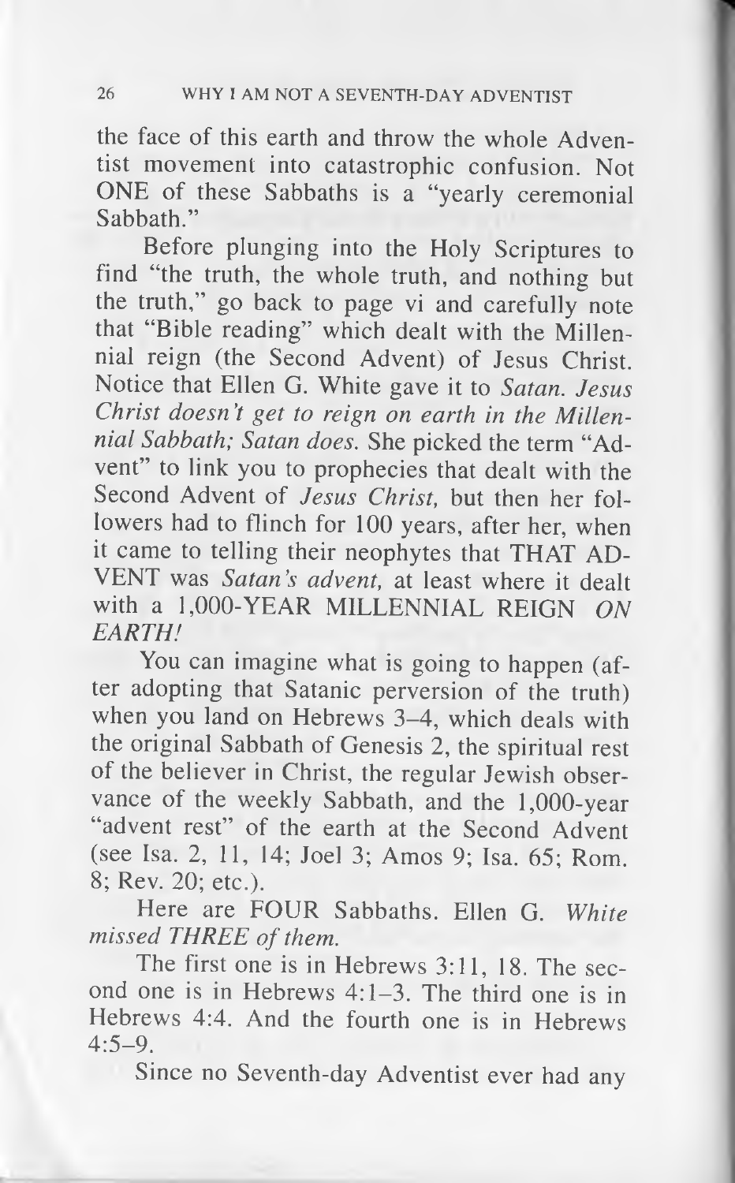the face of this earth and throw the whole Adventist movement into catastrophic confusion. Not ONE of these Sabbaths is a "yearly ceremonial Sabbath."

Before plunging into the Holy Scriptures to find "the truth, the whole truth, and nothing but the truth," go back to page vi and carefully note that "Bible reading" which dealt with the Millennial reign (the Second Advent) of Jesus Christ. Notice that Ellen G. White gave it to *Satan. Jesus Christ doesn't get to reign on earth in the Millennial Sabbath; Satan does.* She picked the term "Advent" to link you to prophecies that dealt with the Second Advent of *Jesus Christ,* but then her followers had to flinch for 100 years, after her, when it came to telling their neophytes that THAT ADVENT was *Satan's advent,* at least where it dealt with a 1,000-YEAR MILLENNIAL REIGN *ON EARTH!*

You can imagine what is going to happen (after adopting that Satanic perversion of the truth) when you land on Hebrews 3–4, which deals with the original Sabbath of Genesis 2, the spiritual rest of the believer in Christ, the regular Jewish observance of the weekly Sabbath, and the 1,000-year "advent rest" of the earth at the Second Advent (see Isa. 2, 11, 14; Joel 3; Amos 9; Isa. 65; Rom. 8; Rev. 20; etc.).

Here are FOUR Sabbaths. Ellen G. *White missed THREE of them.*

The first one is in Hebrews 3:11, 18. The second one is in Hebrews 4:1–3. The third one is in Hebrews 4:4. And the fourth one is in Hebrews 4:5–9.

Since no Seventh-day Adventist ever had any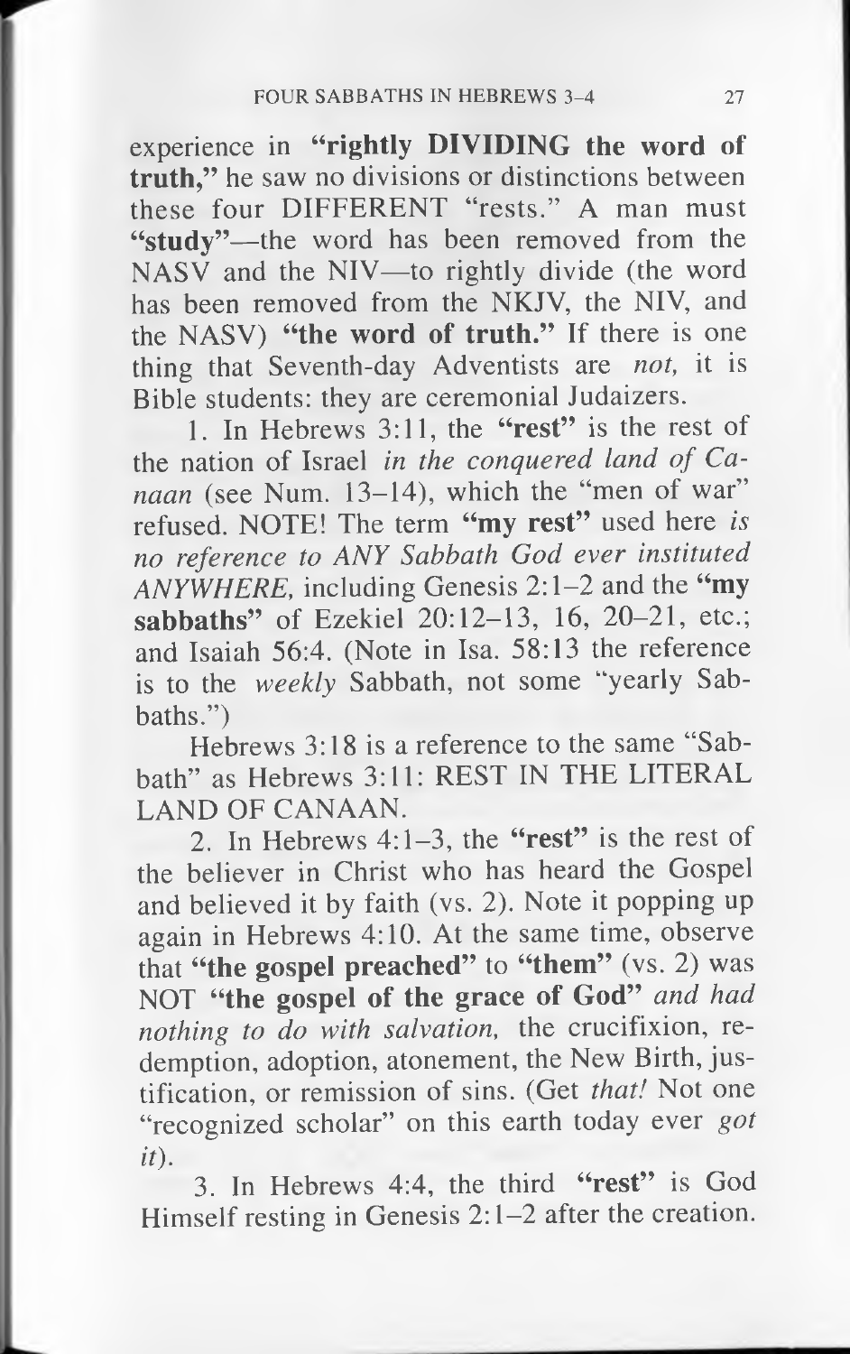experience in **"rightly DIVIDING the word of truth,"** he saw no divisions or distinctions between these four DIFFERENT "rests." A man must **"study"**—the word has been removed from the NASV and the NIV—to rightly divide (the word has been removed from the NKJV, the NIV, and the NASV) **"the word of truth."** If there is one thing that Seventh-day Adventists are *not,* it is Bible students: they are ceremonial Judaizers.

1. In Hebrews 3:11, the **"rest"** is the rest of the nation of Israel *in the conquered land of Canaan* (see Num. 13–14), which the "men of war" refused. NOTE! The term **"my rest"** used here *is no reference to ANY Sabbath God ever instituted ANYWHERE,* including Genesis 2:1–2 and the **"my sabbaths"** of Ezekiel 20:12–13, 16, 20–21, etc.; and Isaiah 56:4. (Note in Isa. 58:13 the reference is to the *weekly* Sabbath, not some "yearly Sabbaths.")

Hebrews 3:18 is a reference to the same "Sabbath" as Hebrews 3:11: REST IN THE LITERAL LAND OF CANAAN.

2. In Hebrews 4:1–3, the **"rest"** is the rest of the believer in Christ who has heard the Gospel and believed it by faith (vs. 2). Note it popping up again in Hebrews 4:10. At the same time, observe that **"the gospel preached"** to **"them"** (vs. 2) was NOT **"the gospel of the grace of God"** *and had nothing to do with salvation,* the crucifixion, redemption, adoption, atonement, the New Birth, justification, or remission of sins. (Get *that!* Not one "recognized scholar" on this earth today ever *got it*).

3. In Hebrews 4:4, the third **"rest"** is God Himself resting in Genesis 2:1–2 after the creation.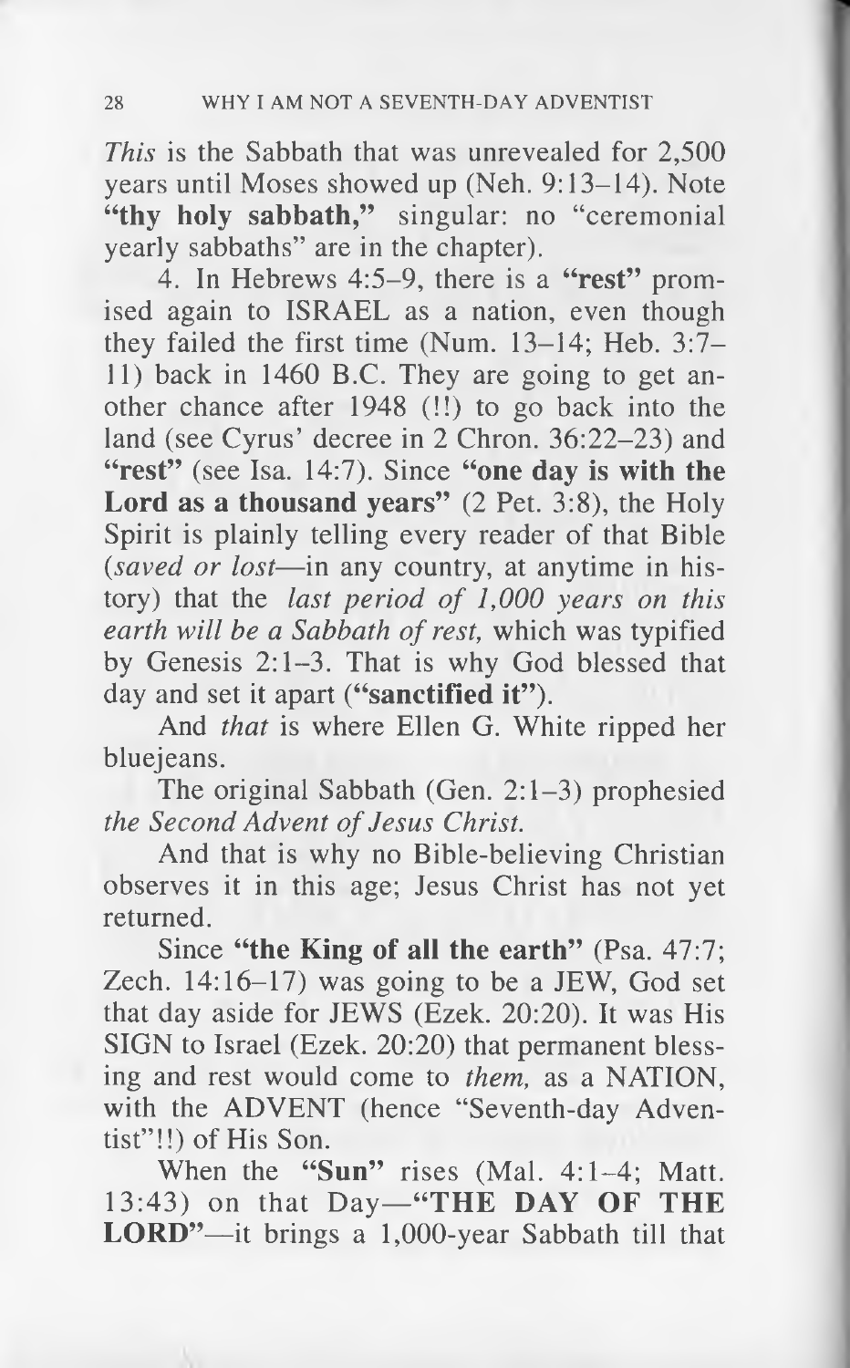*This* is the Sabbath that was unrevealed for 2,500 years until Moses showed up (Neh. 9:13–14). Note **"thy holy sabbath,"** singular: no "ceremonial yearly sabbaths" are in the chapter).

4. In Hebrews 4:5–9, there is a **"rest"** promised again to ISRAEL as a nation, even though they failed the first time (Num. 13–14; Heb. 3:7–11) back in 1460 B.C. They are going to get another chance after 1948 (!!) to go back into the land (see Cyrus' decree in 2 Chron. 36:22–23) and **"rest"** (see Isa. 14:7). Since **"one day is with the Lord as a thousand years"** (2 Pet. 3:8), the Holy Spirit is plainly telling every reader of that Bible (*saved or lost*—in any country, at anytime in history) that the *last period of 1,000 years on this earth will be a Sabbath of rest,* which was typified by Genesis 2:1–3. That is why God blessed that day and set it apart (**"sanctified it"**).

And *that* is where Ellen G. White ripped her bluejeans.

The original Sabbath (Gen. 2:1–3) prophesied *the Second Advent of Jesus Christ.*

And that is why no Bible-believing Christian observes it in this age; Jesus Christ has not yet returned.

Since **"the King of all the earth"** (Psa. 47:7; Zech. 14:16–17) was going to be a JEW, God set that day aside for JEWS (Ezek. 20:20). It was His SIGN to Israel (Ezek. 20:20) that permanent blessing and rest would come to *them,* as a NATION, with the ADVENT (hence "Seventh-day Adventist"!!) of His Son.

When the **"Sun"** rises (Mal. 4:1–4; Matt. 13:43) on that Day—**"THE DAY OF THE LORD"**—it brings a 1,000-year Sabbath till that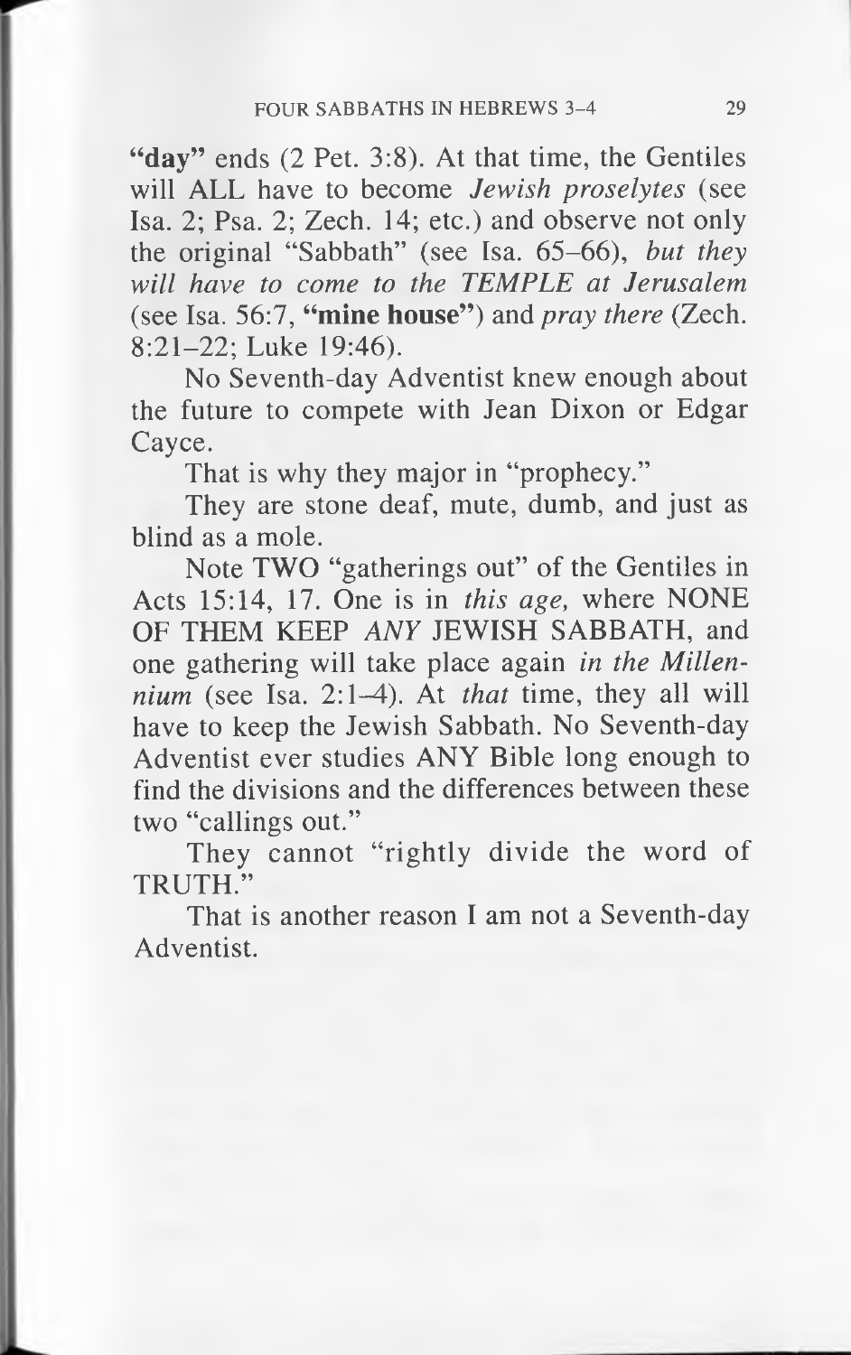**"day"** ends (2 Pet. 3:8). At that time, the Gentiles will ALL have to become *Jewish proselytes* (see Isa. 2; Psa. 2; Zech. 14; etc.) and observe not only the original "Sabbath" (see Isa. 65–66), *but they will have to come to the TEMPLE at Jerusalem* (see Isa. 56:7, **"mine house"**) and *pray there* (Zech. 8:21–22; Luke 19:46).

No Seventh-day Adventist knew enough about the future to compete with Jean Dixon or Edgar Cayce.

That is why they major in "prophecy."

They are stone deaf, mute, dumb, and just as blind as a mole.

Note TWO "gatherings out" of the Gentiles in Acts 15:14, 17. One is in *this age,* where NONE OF THEM KEEP *ANY* JEWISH SABBATH, and one gathering will take place again *in the Millennium* (see Isa. 2:1–4). At *that* time, they all will have to keep the Jewish Sabbath. No Seventh-day Adventist ever studies ANY Bible long enough to find the divisions and the differences between these two "callings out."

They cannot "rightly divide the word of TRUTH."

That is another reason I am not a Seventh-day Adventist.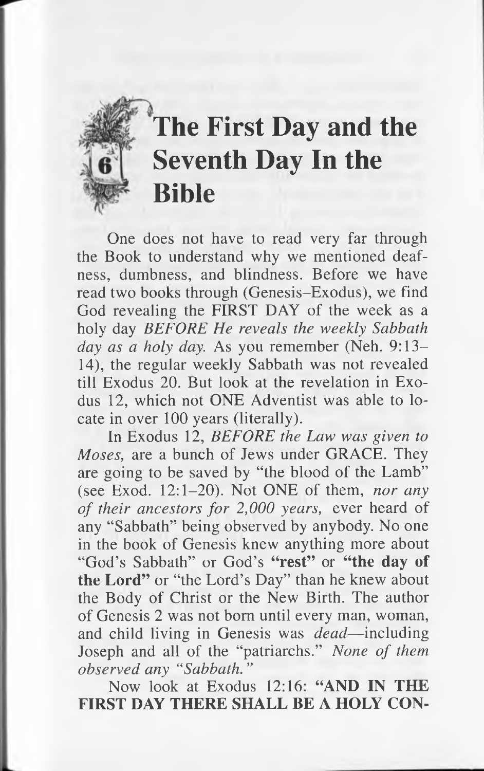# 6 The First Day and the Seventh Day In the Bible

One does not have to read very far through the Book to understand why we mentioned deafness, dumbness, and blindness. Before we have read two books through (Genesis–Exodus), we find God revealing the FIRST DAY of the week as a holy day *BEFORE He reveals the weekly Sabbath day as a holy day.* As you remember (Neh. 9:13–14), the regular weekly Sabbath was not revealed till Exodus 20. But look at the revelation in Exodus 12, which not ONE Adventist was able to locate in over 100 years (literally).

In Exodus 12, *BEFORE the Law was given to Moses,* are a bunch of Jews under GRACE. They are going to be saved by "the blood of the Lamb" (see Exod. 12:1–20). Not ONE of them, *nor any of their ancestors for 2,000 years,* ever heard of any "Sabbath" being observed by anybody. No one in the book of Genesis knew anything more about "God's Sabbath" or God's **"rest"** or **"the day of the Lord"** or "the Lord's Day" than he knew about the Body of Christ or the New Birth. The author of Genesis 2 was not born until every man, woman, and child living in Genesis was *dead*—including Joseph and all of the "patriarchs." *None of them observed any "Sabbath."*

Now look at Exodus 12:16: **"AND IN THE FIRST DAY THERE SHALL BE A HOLY CON-**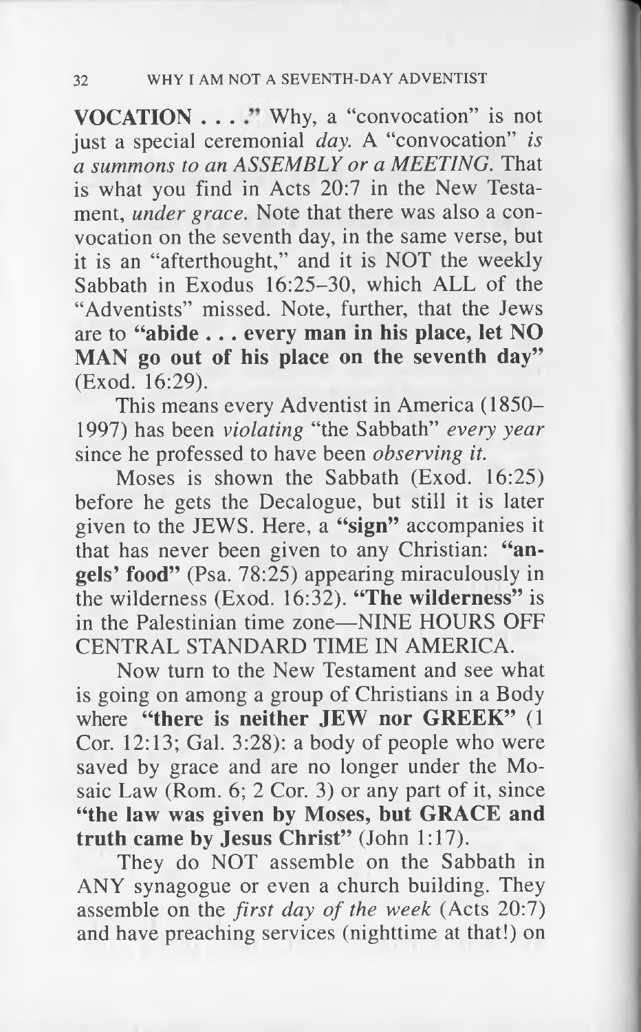**VOCATION . . . ."** Why, a "convocation" is not just a special ceremonial *day.* A "convocation" *is a summons to an ASSEMBLY or a MEETING.* That is what you find in Acts 20:7 in the New Testament, *under grace.* Note that there was also a convocation on the seventh day, in the same verse, but it is an "afterthought," and it is NOT the weekly Sabbath in Exodus 16:25–30, which ALL of the "Adventists" missed. Note, further, that the Jews are to **"abide . . . every man in his place, let NO MAN go out of his place on the seventh day"** (Exod. 16:29).

This means every Adventist in America (1850–1997) has been *violating* "the Sabbath" *every year* since he professed to have been *observing it.*

Moses is shown the Sabbath (Exod. 16:25) before he gets the Decalogue, but still it is later given to the JEWS. Here, a **"sign"** accompanies it that has never been given to any Christian: **"angels' food"** (Psa. 78:25) appearing miraculously in the wilderness (Exod. 16:32). **"The wilderness"** is in the Palestinian time zone—NINE HOURS OFF CENTRAL STANDARD TIME IN AMERICA.

Now turn to the New Testament and see what is going on among a group of Christians in a Body where **"there is neither JEW nor GREEK"** (1 Cor. 12:13; Gal. 3:28): a body of people who were saved by grace and are no longer under the Mosaic Law (Rom. 6; 2 Cor. 3) or any part of it, since **"the law was given by Moses, but GRACE and truth came by Jesus Christ"** (John 1:17).

They do NOT assemble on the Sabbath in ANY synagogue or even a church building. They assemble on the *first day of the week* (Acts 20:7) and have preaching services (nighttime at that!) on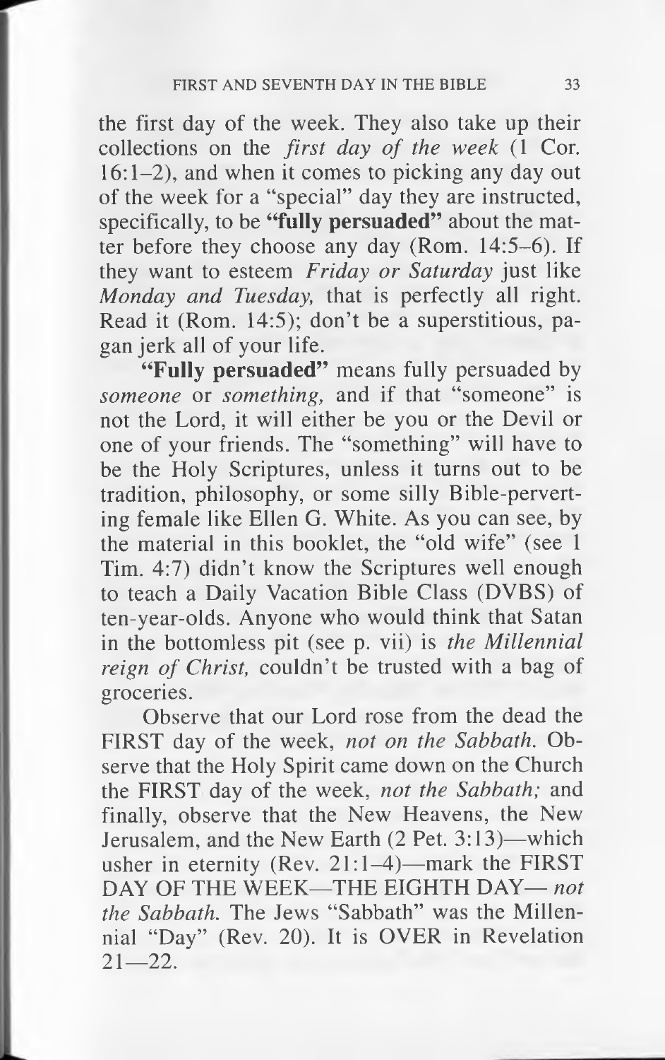the first day of the week. They also take up their collections on the *first day of the week* (1 Cor. 16:1–2), and when it comes to picking any day out of the week for a "special" day they are instructed, specifically, to be **"fully persuaded"** about the matter before they choose any day (Rom. 14:5–6). If they want to esteem *Friday or Saturday* just like *Monday and Tuesday,* that is perfectly all right. Read it (Rom. 14:5); don't be a superstitious, pagan jerk all of your life.

**"Fully persuaded"** means fully persuaded by *someone* or *something,* and if that "someone" is not the Lord, it will either be you or the Devil or one of your friends. The "something" will have to be the Holy Scriptures, unless it turns out to be tradition, philosophy, or some silly Bible-perverting female like Ellen G. White. As you can see, by the material in this booklet, the "old wife" (see 1 Tim. 4:7) didn't know the Scriptures well enough to teach a Daily Vacation Bible Class (DVBS) of ten-year-olds. Anyone who would think that Satan in the bottomless pit (see p. vii) is *the Millennial reign of Christ,* couldn't be trusted with a bag of groceries.

Observe that our Lord rose from the dead the FIRST day of the week, *not on the Sabbath.* Observe that the Holy Spirit came down on the Church the FIRST day of the week, *not the Sabbath;* and finally, observe that the New Heavens, the New Jerusalem, and the New Earth (2 Pet. 3:13)—which usher in eternity (Rev. 21:1–4)—mark the FIRST DAY OF THE WEEK—THE EIGHTH DAY— *not the Sabbath.* The Jews "Sabbath" was the Millennial "Day" (Rev. 20). It is OVER in Revelation 21—22.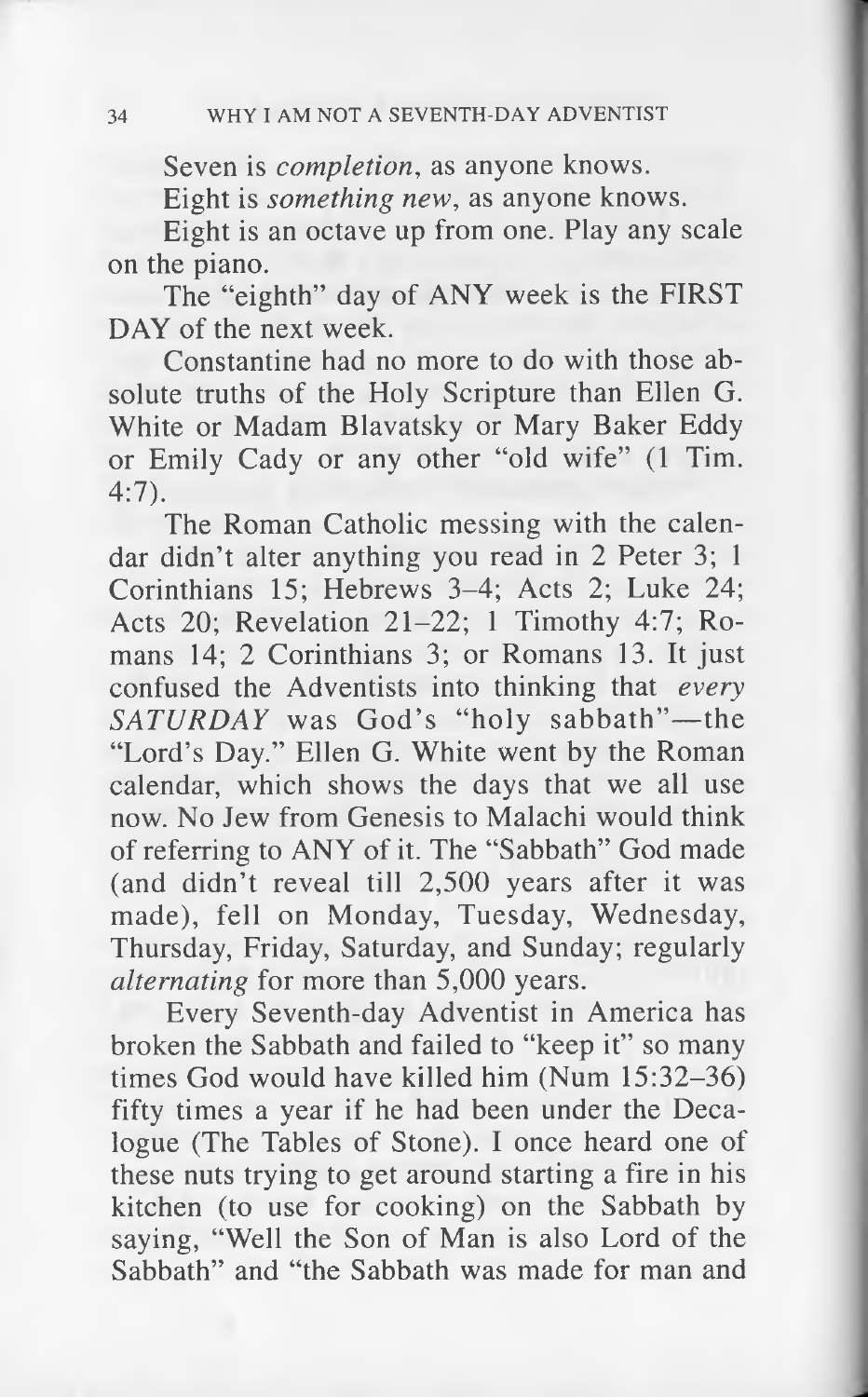Seven is *completion*, as anyone knows.

Eight is *something new*, as anyone knows.

Eight is an octave up from one. Play any scale on the piano.

The "eighth" day of ANY week is the FIRST DAY of the next week.

Constantine had no more to do with those absolute truths of the Holy Scripture than Ellen G. White or Madam Blavatsky or Mary Baker Eddy or Emily Cady or any other "old wife" (1 Tim. 4:7).

The Roman Catholic messing with the calendar didn't alter anything you read in 2 Peter 3; 1 Corinthians 15; Hebrews 3–4; Acts 2; Luke 24; Acts 20; Revelation 21–22; 1 Timothy 4:7; Romans 14; 2 Corinthians 3; or Romans 13. It just confused the Adventists into thinking that *every SATURDAY* was God's "holy sabbath"—the "Lord's Day." Ellen G. White went by the Roman calendar, which shows the days that we all use now. No Jew from Genesis to Malachi would think of referring to ANY of it. The "Sabbath" God made (and didn't reveal till 2,500 years after it was made), fell on Monday, Tuesday, Wednesday, Thursday, Friday, Saturday, and Sunday; regularly *alternating* for more than 5,000 years.

Every Seventh-day Adventist in America has broken the Sabbath and failed to "keep it" so many times God would have killed him (Num 15:32–36) fifty times a year if he had been under the Decalogue (The Tables of Stone). I once heard one of these nuts trying to get around starting a fire in his kitchen (to use for cooking) on the Sabbath by saying, "Well the Son of Man is also Lord of the Sabbath" and "the Sabbath was made for man and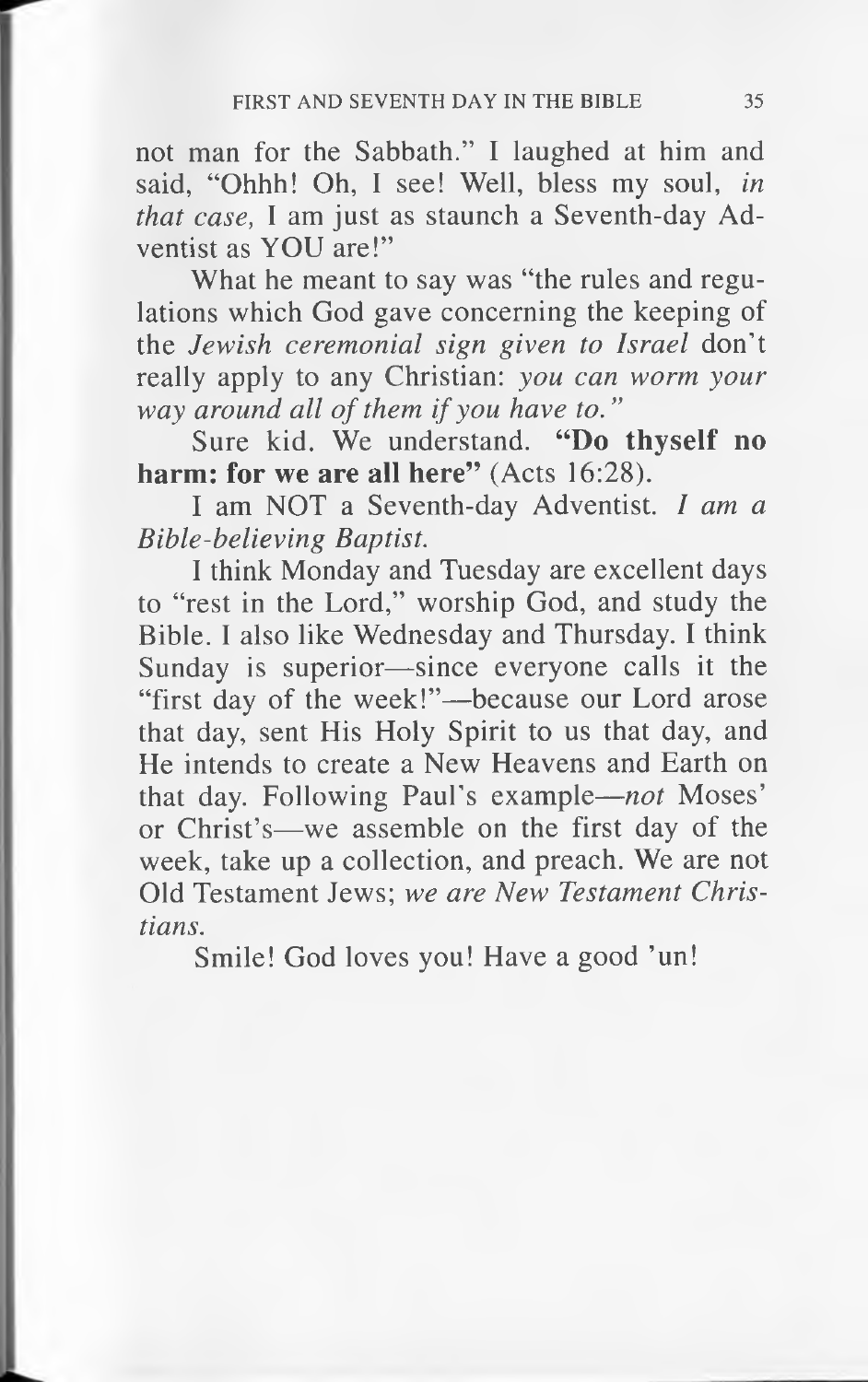not man for the Sabbath." I laughed at him and said, "Ohhh! Oh, I see! Well, bless my soul, *in that case,* I am just as staunch a Seventh-day Adventist as YOU are!"

What he meant to say was "the rules and regulations which God gave concerning the keeping of the *Jewish ceremonial sign given to Israel* don't really apply to any Christian: *you can worm your way around all of them if you have to.*"

Sure kid. We understand. **"Do thyself no harm: for we are all here"** (Acts 16:28).

I am NOT a Seventh-day Adventist. *I am a Bible-believing Baptist.*

I think Monday and Tuesday are excellent days to "rest in the Lord," worship God, and study the Bible. I also like Wednesday and Thursday. I think Sunday is superior—since everyone calls it the "first day of the week!"—because our Lord arose that day, sent His Holy Spirit to us that day, and He intends to create a New Heavens and Earth on that day. Following Paul's example—*not* Moses' or Christ's—we assemble on the first day of the week, take up a collection, and preach. We are not Old Testament Jews; *we are New Testament Christians.*

Smile! God loves you! Have a good 'un!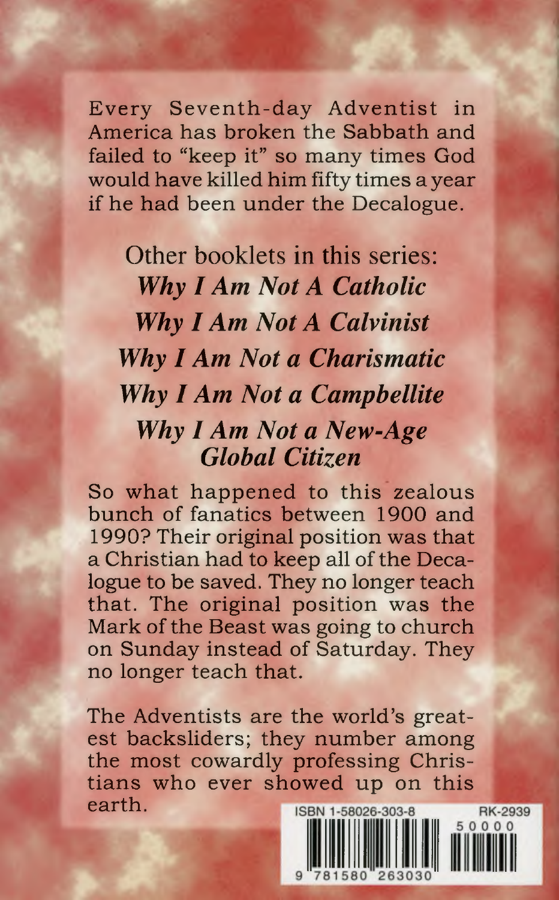Every Seventh-day Adventist in America has broken the Sabbath and failed to "keep it" so many times God would have killed him fifty times a year if he had been under the Decalogue.

Other booklets in this series:

***Why I Am Not A Catholic***

***Why I Am Not A Calvinist***

***Why I Am Not a Charismatic***

***Why I Am Not a Campbellite***

***Why I Am Not a New-Age Global Citizen***

So what happened to this zealous bunch of fanatics between 1900 and 1990? Their original position was that a Christian had to keep all of the Decalogue to be saved. They no longer teach that. The original position was the Mark of the Beast was going to church on Sunday instead of Saturday. They no longer teach that.

The Adventists are the world's greatest backsliders; they number among the most cowardly professing Christians who ever showed up on this earth.

ISBN 1-58026-303-8 RK-2939

50000

9 781580 263030